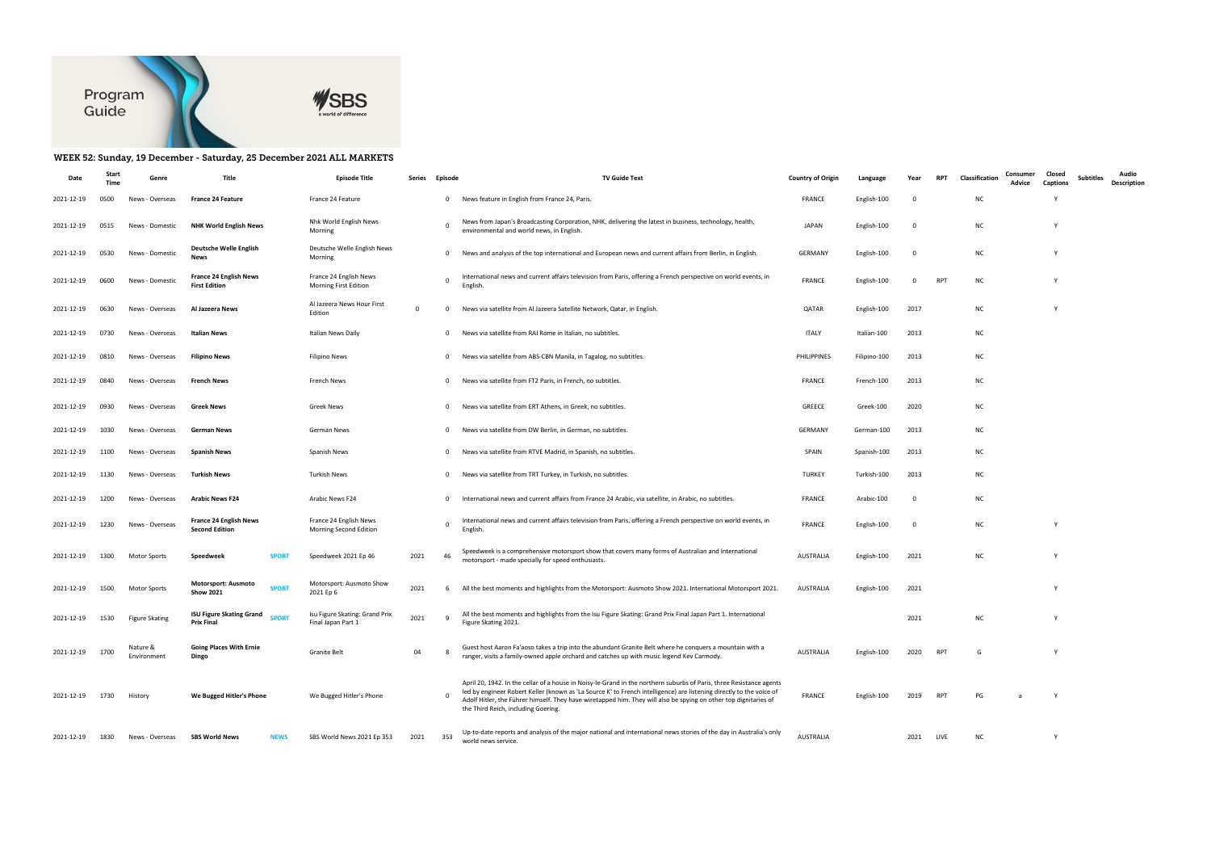Program Guide

SBS a world of difference

## WEEK 52: Sunday, 19 December - Saturday, 25 December 2021 ALL MARKETS

| Date | Start Time | Genre | Title | | Episode Title | Series | Episode | TV Guide Text | Country of Origin | Language | Year | RPT | Classification | Consumer Advice | Closed Captions | Subtitles | Audio Description |
|---|---|---|---|---|---|---|---|---|---|---|---|---|---|---|---|---|---|
| 2021-12-19 | 0500 | News - Overseas | **France 24 Feature** | | France 24 Feature | | 0 | News feature in English from France 24, Paris. | FRANCE | English-100 | 0 | | NC | | Y | | |
| 2021-12-19 | 0515 | News - Domestic | **NHK World English News** | | Nhk World English News Morning | | 0 | News from Japan's Broadcasting Corporation, NHK, delivering the latest in business, technology, health, environmental and world news, in English. | JAPAN | English-100 | 0 | | NC | | Y | | |
| 2021-12-19 | 0530 | News - Domestic | **Deutsche Welle English News** | | Deutsche Welle English News Morning | | 0 | News and analysis of the top international and European news and current affairs from Berlin, in English. | GERMANY | English-100 | 0 | | NC | | Y | | |
| 2021-12-19 | 0600 | News - Domestic | **France 24 English News First Edition** | | France 24 English News Morning First Edition | | 0 | International news and current affairs television from Paris, offering a French perspective on world events, in English. | FRANCE | English-100 | 0 | RPT | NC | | Y | | |
| 2021-12-19 | 0630 | News - Overseas | **Al Jazeera News** | | Al Jazeera News Hour First Edition | 0 | 0 | News via satellite from Al Jazeera Satellite Network, Qatar, in English. | QATAR | English-100 | 2017 | | NC | | Y | | |
| 2021-12-19 | 0730 | News - Overseas | **Italian News** | | Italian News Daily | | 0 | News via satellite from RAI Rome in Italian, no subtitles. | ITALY | Italian-100 | 2013 | | NC | | | | |
| 2021-12-19 | 0810 | News - Overseas | **Filipino News** | | Filipino News | | 0 | News via satellite from ABS-CBN Manila, in Tagalog, no subtitles. | PHILIPPINES | Filipino-100 | 2013 | | NC | | | | |
| 2021-12-19 | 0840 | News - Overseas | **French News** | | French News | | 0 | News via satellite from FT2 Paris, in French, no subtitles. | FRANCE | French-100 | 2013 | | NC | | | | |
| 2021-12-19 | 0930 | News - Overseas | **Greek News** | | Greek News | | 0 | News via satellite from ERT Athens, in Greek, no subtitles. | GREECE | Greek-100 | 2020 | | NC | | | | |
| 2021-12-19 | 1030 | News - Overseas | **German News** | | German News | | 0 | News via satellite from DW Berlin, in German, no subtitles. | GERMANY | German-100 | 2013 | | NC | | | | |
| 2021-12-19 | 1100 | News - Overseas | **Spanish News** | | Spanish News | | 0 | News via satellite from RTVE Madrid, in Spanish, no subtitles. | SPAIN | Spanish-100 | 2013 | | NC | | | | |
| 2021-12-19 | 1130 | News - Overseas | **Turkish News** | | Turkish News | | 0 | News via satellite from TRT Turkey, in Turkish, no subtitles. | TURKEY | Turkish-100 | 2013 | | NC | | | | |
| 2021-12-19 | 1200 | News - Overseas | **Arabic News F24** | | Arabic News F24 | | 0 | International news and current affairs from France 24 Arabic, via satellite, in Arabic, no subtitles. | FRANCE | Arabic-100 | 0 | | NC | | | | |
| 2021-12-19 | 1230 | News - Overseas | **France 24 English News Second Edition** | | France 24 English News Morning Second Edition | | 0 | International news and current affairs television from Paris, offering a French perspective on world events, in English. | FRANCE | English-100 | 0 | | NC | | Y | | |
| 2021-12-19 | 1300 | Motor Sports | **Speedweek** | SPORT | Speedweek 2021 Ep 46 | 2021 | 46 | Speedweek is a comprehensive motorsport show that covers many forms of Australian and International motorsport - made specially for speed enthusiasts. | AUSTRALIA | English-100 | 2021 | | NC | | Y | | |
| 2021-12-19 | 1500 | Motor Sports | **Motorsport: Ausmoto Show 2021** | SPORT | Motorsport: Ausmoto Show 2021 Ep 6 | 2021 | 6 | All the best moments and highlights from the Motorsport: Ausmoto Show 2021. International Motorsport 2021. | AUSTRALIA | English-100 | 2021 | | | | Y | | |
| 2021-12-19 | 1530 | Figure Skating | **ISU Figure Skating Grand Prix Final** | SPORT | Isu Figure Skating: Grand Prix Final Japan Part 1 | 2021 | 9 | All the best moments and highlights from the Isu Figure Skating: Grand Prix Final Japan Part 1. International Figure Skating 2021. | | | 2021 | | NC | | Y | | |
| 2021-12-19 | 1700 | Nature & Environment | **Going Places With Ernie Dingo** | | Granite Belt | 04 | 8 | Guest host Aaron Fa'aoso takes a trip into the abundant Granite Belt where he conquers a mountain with a ranger, visits a family-owned apple orchard and catches up with music legend Kev Carmody. | AUSTRALIA | English-100 | 2020 | RPT | G | | Y | | |
| 2021-12-19 | 1730 | History | **We Bugged Hitler's Phone** | | We Bugged Hitler's Phone | | 0 | April 20, 1942. In the cellar of a house in Noisy-le-Grand in the northern suburbs of Paris, three Resistance agents led by engineer Robert Keller (known as 'La Source K' to French intelligence) are listening directly to the voice of Adolf Hitler, the Führer himself. They have wiretapped him. They will also be spying on other top dignitaries of the Third Reich, including Goering. | FRANCE | English-100 | 2019 | RPT | PG | a | Y | | |
| 2021-12-19 | 1830 | News - Overseas | **SBS World News** | NEWS | SBS World News 2021 Ep 353 | 2021 | 353 | Up-to-date reports and analysis of the major national and international news stories of the day in Australia's only world news service. | AUSTRALIA | | 2021 | LIVE | NC | | Y | | |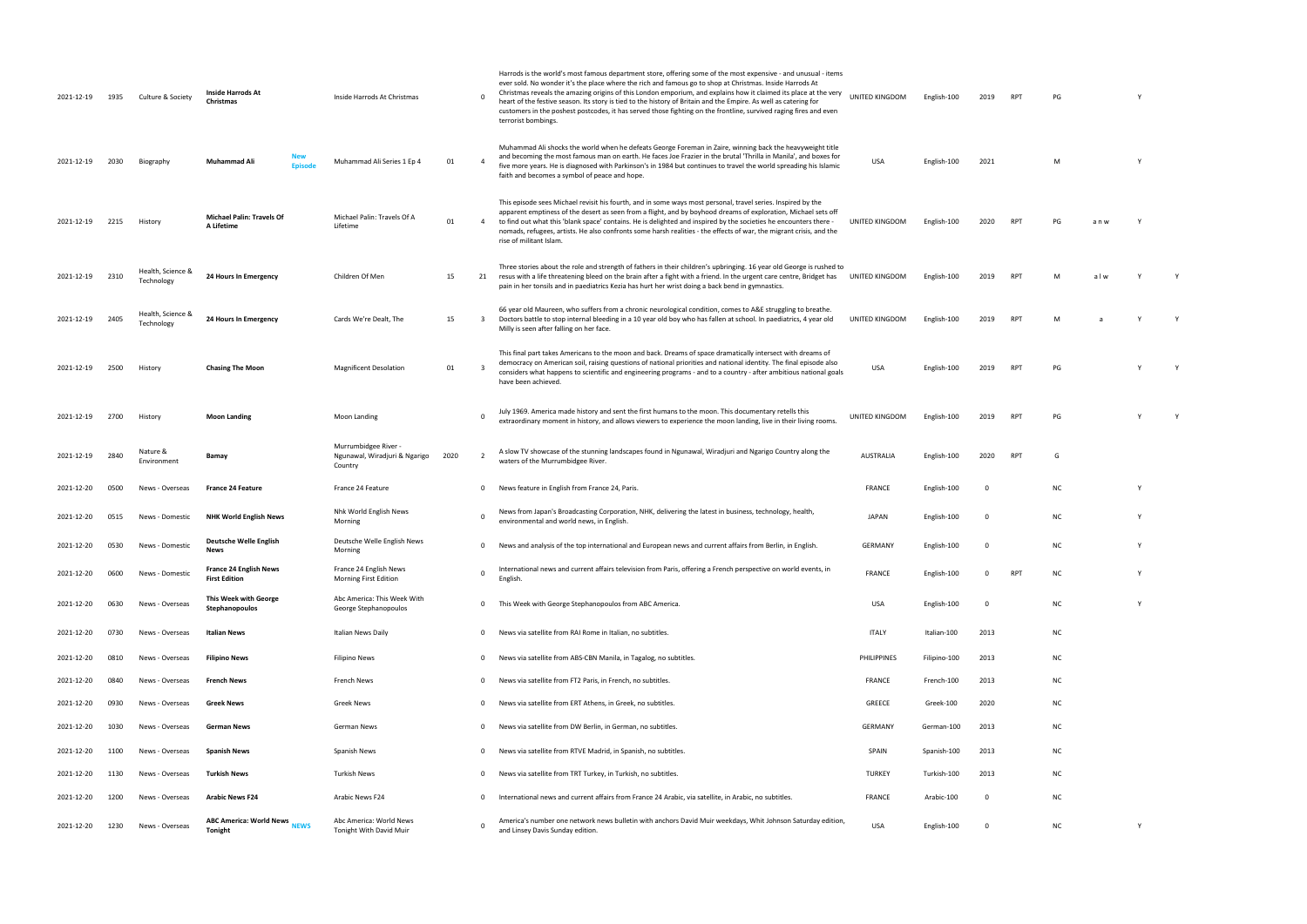| | | | | | | | | | | | | | | | | | |
|---|---|---|---|---|---|---|---|---|---|---|---|---|---|---|---|---|---|
| 2021-12-19 | 1935 | Culture & Society | **Inside Harrods At Christmas** | | Inside Harrods At Christmas | | 0 | Harrods is the world's most famous department store, offering some of the most expensive - and unusual - items ever sold. No wonder it's the place where the rich and famous go to shop at Christmas. Inside Harrods At Christmas reveals the amazing origins of this London emporium, and explains how it claimed its place at the very heart of the festive season. Its story is tied to the history of Britain and the Empire. As well as catering for customers in the poshest postcodes, it has served those fighting on the frontline, survived raging fires and even terrorist bombings. | UNITED KINGDOM | English-100 | 2019 | RPT | PG | | Y | |
| 2021-12-19 | 2030 | Biography | **Muhammad Ali** | New Episode | Muhammad Ali Series 1 Ep 4 | 01 | 4 | Muhammad Ali shocks the world when he defeats George Foreman in Zaire, winning back the heavyweight title and becoming the most famous man on earth. He faces Joe Frazier in the brutal 'Thrilla in Manila', and boxes for five more years. He is diagnosed with Parkinson's in 1984 but continues to travel the world spreading his Islamic faith and becomes a symbol of peace and hope. | USA | English-100 | 2021 | | M | | Y | |
| 2021-12-19 | 2215 | History | **Michael Palin: Travels Of A Lifetime** | | Michael Palin: Travels Of A Lifetime | 01 | 4 | This episode sees Michael revisit his fourth, and in some ways most personal, travel series. Inspired by the apparent emptiness of the desert as seen from a flight, and by boyhood dreams of exploration, Michael sets off to find out what this 'blank space' contains. He is delighted and inspired by the societies he encounters there - nomads, refugees, artists. He also confronts some harsh realities - the effects of war, the migrant crisis, and the rise of militant Islam. | UNITED KINGDOM | English-100 | 2020 | RPT | PG | a n w | Y | |
| 2021-12-19 | 2310 | Health, Science & Technology | **24 Hours In Emergency** | | Children Of Men | 15 | 21 | Three stories about the role and strength of fathers in their children's upbringing. 16 year old George is rushed to resus with a life threatening bleed on the brain after a fight with a friend. In the urgent care centre, Bridget has pain in her tonsils and in paediatrics Kezia has hurt her wrist doing a back bend in gymnastics. | UNITED KINGDOM | English-100 | 2019 | RPT | M | a l w | Y | Y |
| 2021-12-19 | 2405 | Health, Science & Technology | **24 Hours In Emergency** | | Cards We're Dealt, The | 15 | 3 | 66 year old Maureen, who suffers from a chronic neurological condition, comes to A&E struggling to breathe. Doctors battle to stop internal bleeding in a 10 year old boy who has fallen at school. In paediatrics, 4 year old Milly is seen after falling on her face. | UNITED KINGDOM | English-100 | 2019 | RPT | M | a | Y | Y |
| 2021-12-19 | 2500 | History | **Chasing The Moon** | | Magnificent Desolation | 01 | 3 | This final part takes Americans to the moon and back. Dreams of space dramatically intersect with dreams of democracy on American soil, raising questions of national priorities and national identity. The final episode also considers what happens to scientific and engineering programs - and to a country - after ambitious national goals have been achieved. | USA | English-100 | 2019 | RPT | PG | | Y | Y |
| 2021-12-19 | 2700 | History | **Moon Landing** | | Moon Landing | | 0 | July 1969. America made history and sent the first humans to the moon. This documentary retells this extraordinary moment in history, and allows viewers to experience the moon landing, live in their living rooms. | UNITED KINGDOM | English-100 | 2019 | RPT | PG | | Y | Y |
| 2021-12-19 | 2840 | Nature & Environment | **Bamay** | | Murrumbidgee River - Ngunawal, Wiradjuri & Ngarigo Country | 2020 | 2 | A slow TV showcase of the stunning landscapes found in Ngunawal, Wiradjuri and Ngarigo Country along the waters of the Murrumbidgee River. | AUSTRALIA | English-100 | 2020 | RPT | G | | | |
| 2021-12-20 | 0500 | News - Overseas | **France 24 Feature** | | France 24 Feature | | 0 | News feature in English from France 24, Paris. | FRANCE | English-100 | 0 | | NC | | Y | |
| 2021-12-20 | 0515 | News - Domestic | **NHK World English News** | | Nhk World English News Morning | | 0 | News from Japan's Broadcasting Corporation, NHK, delivering the latest in business, technology, health, environmental and world news, in English. | JAPAN | English-100 | 0 | | NC | | Y | |
| 2021-12-20 | 0530 | News - Domestic | **Deutsche Welle English News** | | Deutsche Welle English News Morning | | 0 | News and analysis of the top international and European news and current affairs from Berlin, in English. | GERMANY | English-100 | 0 | | NC | | Y | |
| 2021-12-20 | 0600 | News - Domestic | **France 24 English News First Edition** | | France 24 English News Morning First Edition | | 0 | International news and current affairs television from Paris, offering a French perspective on world events, in English. | FRANCE | English-100 | 0 | RPT | NC | | Y | |
| 2021-12-20 | 0630 | News - Overseas | **This Week with George Stephanopoulos** | | Abc America: This Week With George Stephanopoulos | | 0 | This Week with George Stephanopoulos from ABC America. | USA | English-100 | 0 | | NC | | Y | |
| 2021-12-20 | 0730 | News - Overseas | **Italian News** | | Italian News Daily | | 0 | News via satellite from RAI Rome in Italian, no subtitles. | ITALY | Italian-100 | 2013 | | NC | | | |
| 2021-12-20 | 0810 | News - Overseas | **Filipino News** | | Filipino News | | 0 | News via satellite from ABS-CBN Manila, in Tagalog, no subtitles. | PHILIPPINES | Filipino-100 | 2013 | | NC | | | |
| 2021-12-20 | 0840 | News - Overseas | **French News** | | French News | | 0 | News via satellite from FT2 Paris, in French, no subtitles. | FRANCE | French-100 | 2013 | | NC | | | |
| 2021-12-20 | 0930 | News - Overseas | **Greek News** | | Greek News | | 0 | News via satellite from ERT Athens, in Greek, no subtitles. | GREECE | Greek-100 | 2020 | | NC | | | |
| 2021-12-20 | 1030 | News - Overseas | **German News** | | German News | | 0 | News via satellite from DW Berlin, in German, no subtitles. | GERMANY | German-100 | 2013 | | NC | | | |
| 2021-12-20 | 1100 | News - Overseas | **Spanish News** | | Spanish News | | 0 | News via satellite from RTVE Madrid, in Spanish, no subtitles. | SPAIN | Spanish-100 | 2013 | | NC | | | |
| 2021-12-20 | 1130 | News - Overseas | **Turkish News** | | Turkish News | | 0 | News via satellite from TRT Turkey, in Turkish, no subtitles. | TURKEY | Turkish-100 | 2013 | | NC | | | |
| 2021-12-20 | 1200 | News - Overseas | **Arabic News F24** | | Arabic News F24 | | 0 | International news and current affairs from France 24 Arabic, via satellite, in Arabic, no subtitles. | FRANCE | Arabic-100 | 0 | | NC | | | |
| 2021-12-20 | 1230 | News - Overseas | **ABC America: World News Tonight** | NEWS | Abc America: World News Tonight With David Muir | | 0 | America's number one network news bulletin with anchors David Muir weekdays, Whit Johnson Saturday edition, and Linsey Davis Sunday edition. | USA | English-100 | 0 | | NC | | Y | |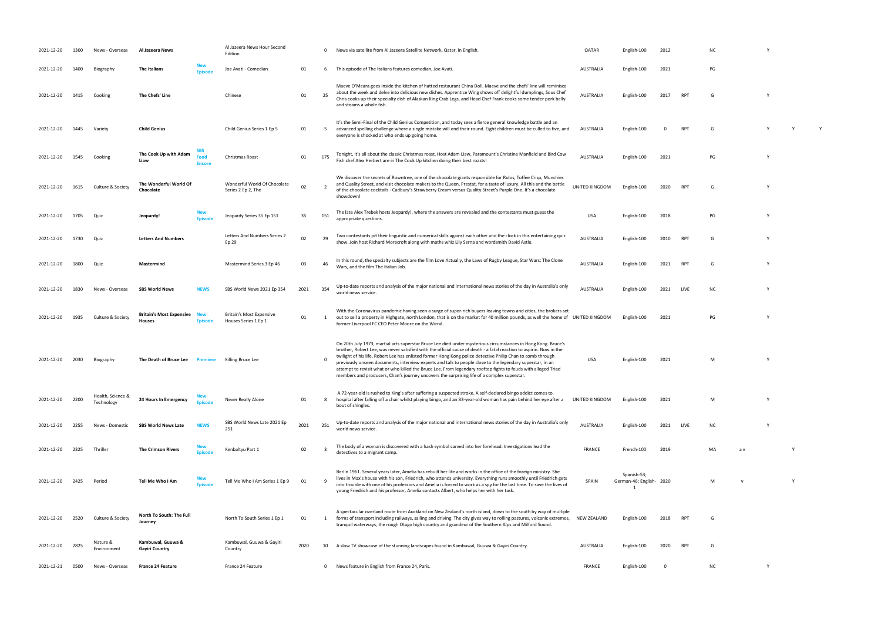| | | | | | | | | | | | | | | | | | | |
|---|---|---|---|---|---|---|---|---|---|---|---|---|---|---|---|---|---|---|
| 2021-12-20 | 1300 | News - Overseas | **Al Jazeera News** | | Al Jazeera News Hour Second Edition | | 0 | News via satellite from Al Jazeera Satellite Network, Qatar, in English. | QATAR | English-100 | 2012 | | NC | | Y | | | |
| 2021-12-20 | 1400 | Biography | **The Italians** | New Episode | Joe Avati - Comedian | 01 | 6 | This episode of The Italians features comedian, Joe Avati. | AUSTRALIA | English-100 | 2021 | | PG | | | | | |
| 2021-12-20 | 1415 | Cooking | **The Chefs' Line** | | Chinese | 01 | 25 | Maeve O'Meara goes inside the kitchen of hatted restaurant China Doll. Maeve and the chefs' line will reminisce about the week and delve into delicious new dishes. Apprentice Wing shows off delightful dumplings, Sous Chef Chris cooks up their specialty dish of Alaskan King Crab Legs, and Head Chef Frank cooks some tender pork belly and steams a whole fish. | AUSTRALIA | English-100 | 2017 | RPT | G | | Y | | | |
| 2021-12-20 | 1445 | Variety | **Child Genius** | | Child Genius Series 1 Ep 5 | 01 | 5 | It's the Semi-Final of the Child Genius Competition, and today sees a fierce general knowledge battle and an advanced spelling challenge where a single mistake will end their round. Eight children must be culled to five, and everyone is shocked at who ends up going home. | AUSTRALIA | English-100 | 0 | RPT | G | | Y | Y | | Y |
| 2021-12-20 | 1545 | Cooking | **The Cook Up with Adam Liaw** | SBS Food Encore | Christmas Roast | 01 | 175 | Tonight, it's all about the classic Christmas roast. Host Adam Liaw, Paramount's Christine Manfield and Bird Cow Fish chef Alex Herbert are in The Cook Up kitchen doing their best roasts! | AUSTRALIA | English-100 | 2021 | | PG | | Y | | | |
| 2021-12-20 | 1615 | Culture & Society | **The Wonderful World Of Chocolate** | | Wonderful World Of Chocolate Series 2 Ep 2, The | 02 | 2 | We discover the secrets of Rowntree, one of the chocolate giants responsible for Rolos, Toffee Crisp, Munchies and Quality Street, and visit chocolate makers to the Queen, Prestat, for a taste of luxury. All this and the battle of the chocolate cocktails - Cadbury's Strawberry Cream versus Quality Street's Purple One. It's a chocolate showdown! | UNITED KINGDOM | English-100 | 2020 | RPT | G | | Y | | | |
| 2021-12-20 | 1705 | Quiz | **Jeopardy!** | New Episode | Jeopardy Series 35 Ep 151 | 35 | 151 | The late Alex Trebek hosts Jeopardy!, where the answers are revealed and the contestants must guess the appropriate questions. | USA | English-100 | 2018 | | PG | | Y | | | |
| 2021-12-20 | 1730 | Quiz | **Letters And Numbers** | | Letters And Numbers Series 2 Ep 29 | 02 | 29 | Two contestants pit their linguistic and numerical skills against each other and the clock in this entertaining quiz show. Join host Richard Morecroft along with maths whiz Lily Serna and wordsmith David Astle. | AUSTRALIA | English-100 | 2010 | RPT | G | | Y | | | |
| 2021-12-20 | 1800 | Quiz | **Mastermind** | | Mastermind Series 3 Ep 46 | 03 | 46 | In this round, the specialty subjects are the film Love Actually, the Laws of Rugby League, Star Wars: The Clone Wars, and the film The Italian Job. | AUSTRALIA | English-100 | 2021 | RPT | G | | Y | | | |
| 2021-12-20 | 1830 | News - Overseas | **SBS World News** | NEWS | SBS World News 2021 Ep 354 | 2021 | 354 | Up-to-date reports and analysis of the major national and international news stories of the day in Australia's only world news service. | AUSTRALIA | English-100 | 2021 | LIVE | NC | | Y | | | |
| 2021-12-20 | 1935 | Culture & Society | **Britain's Most Expensive Houses** | New Episode | Britain's Most Expensive Houses Series 1 Ep 1 | 01 | 1 | With the Coronavirus pandemic having seen a surge of super-rich buyers leaving towns and cities, the brokers set out to sell a property in Highgate, north London, that is on the market for 40 million pounds, as well the home of former Liverpool FC CEO Peter Moore on the Wirral. | UNITED KINGDOM | English-100 | 2021 | | PG | | Y | | | |
| 2021-12-20 | 2030 | Biography | **The Death of Bruce Lee** | Premiere | Killing Bruce Lee | | 0 | On 20th July 1973, martial arts superstar Bruce Lee died under mysterious circumstances in Hong Kong. Bruce's brother, Robert Lee, was never satisfied with the official cause of death - a fatal reaction to aspirin. Now in the twilight of his life, Robert Lee has enlisted former Hong Kong police detective Philip Chan to comb through previously unseen documents, interview experts and talk to people close to the legendary superstar, in an attempt to revisit what or who killed the Bruce Lee. From legendary rooftop fights to feuds with alleged Triad members and producers, Chan's journey uncovers the surprising life of a complex superstar. | USA | English-100 | 2021 | | M | | Y | | | |
| 2021-12-20 | 2200 | Health, Science & Technology | **24 Hours In Emergency** | New Episode | Never Really Alone | 01 | 8 | A 72-year-old is rushed to King's after suffering a suspected stroke. A self-declared bingo addict comes to hospital after falling off a chair whilst playing bingo, and an 83-year-old woman has pain behind her eye after a bout of shingles. | UNITED KINGDOM | English-100 | 2021 | | M | | Y | | | |
| 2021-12-20 | 2255 | News - Domestic | **SBS World News Late** | NEWS | SBS World News Late 2021 Ep 251 | 2021 | 251 | Up-to-date reports and analysis of the major national and international news stories of the day in Australia's only world news service. | AUSTRALIA | English-100 | 2021 | LIVE | NC | | Y | | | |
| 2021-12-20 | 2325 | Thriller | **The Crimson Rivers** | New Episode | Kenbaltyu Part 1 | 02 | 3 | The body of a woman is discovered with a hash symbol carved into her forehead. Investigations lead the detectives to a migrant camp. | FRANCE | French-100 | 2019 | | MA | a v | | Y | | |
| 2021-12-20 | 2425 | Period | **Tell Me Who I Am** | New Episode | Tell Me Who I Am Series 1 Ep 9 | 01 | 9 | Berlin 1961. Several years later, Amelia has rebuilt her life and works in the office of the foreign ministry. She lives in Max's house with his son, Friedrich, who attends university. Everything runs smoothly until Friedrich gets into trouble with one of his professors and Amelia is forced to work as a spy for the last time. To save the lives of young Friedrich and his professor, Amelia contacts Albert, who helps her with her task. | SPAIN | Spanish-53; German-46; English-1 | 2020 | | M | v | | Y | | |
| 2021-12-20 | 2520 | Culture & Society | **North To South: The Full Journey** | | North To South Series 1 Ep 1 | 01 | 1 | A spectacular overland route from Auckland on New Zealand's north island, down to the south by way of multiple forms of transport including railways, sailing and driving. The city gives way to rolling pastures, volcanic extremes, tranquil waterways, the rough Otago high country and grandeur of the Southern Alps and Milford Sound. | NEW ZEALAND | English-100 | 2018 | RPT | G | | | | | |
| 2021-12-20 | 2825 | Nature & Environment | **Kambuwal, Guuwa & Gayiri Country** | | Kambuwal, Guuwa & Gayiri Country | 2020 | 10 | A slow TV showcase of the stunning landscapes found in Kambuwal, Guuwa & Gayiri Country. | AUSTRALIA | English-100 | 2020 | RPT | G | | | | | |
| 2021-12-21 | 0500 | News - Overseas | **France 24 Feature** | | France 24 Feature | | 0 | News feature in English from France 24, Paris. | FRANCE | English-100 | 0 | | NC | | Y | | | |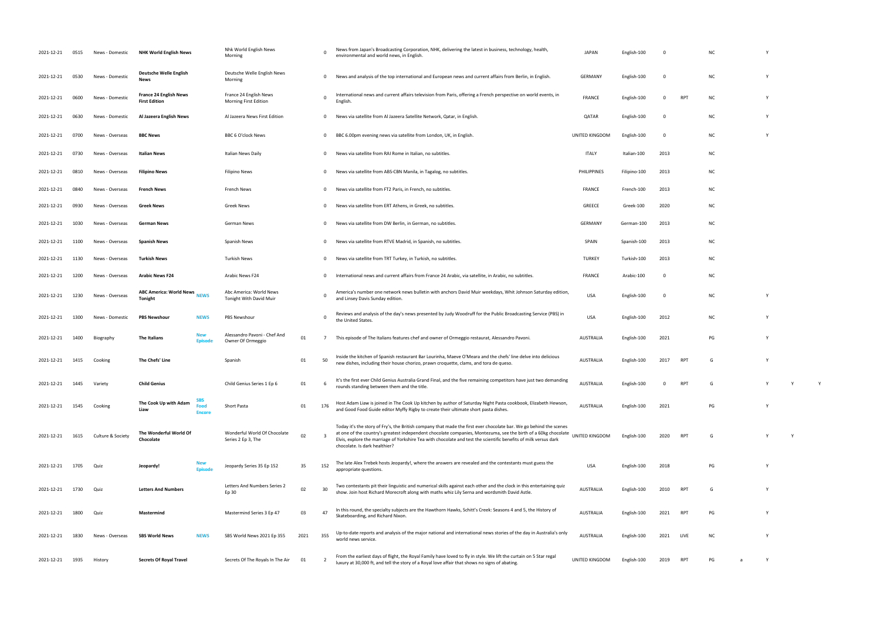| | | | | | | | | | | | | | | | | | | |
|---|---|---|---|---|---|---|---|---|---|---|---|---|---|---|---|---|---|---|
| 2021-12-21 | 0515 | News - Domestic | **NHK World English News** | | Nhk World English News Morning | | 0 | News from Japan's Broadcasting Corporation, NHK, delivering the latest in business, technology, health, environmental and world news, in English. | JAPAN | English-100 | 0 | | NC | | Y | | |
| 2021-12-21 | 0530 | News - Domestic | **Deutsche Welle English News** | | Deutsche Welle English News Morning | | 0 | News and analysis of the top international and European news and current affairs from Berlin, in English. | GERMANY | English-100 | 0 | | NC | | Y | | |
| 2021-12-21 | 0600 | News - Domestic | **France 24 English News First Edition** | | France 24 English News Morning First Edition | | 0 | International news and current affairs television from Paris, offering a French perspective on world events, in English. | FRANCE | English-100 | 0 | RPT | NC | | Y | | |
| 2021-12-21 | 0630 | News - Domestic | **Al Jazeera English News** | | Al Jazeera News First Edition | | 0 | News via satellite from Al Jazeera Satellite Network, Qatar, in English. | QATAR | English-100 | 0 | | NC | | Y | | |
| 2021-12-21 | 0700 | News - Overseas | **BBC News** | | BBC 6 O'clock News | | 0 | BBC 6.00pm evening news via satellite from London, UK, in English. | UNITED KINGDOM | English-100 | 0 | | NC | | Y | | |
| 2021-12-21 | 0730 | News - Overseas | **Italian News** | | Italian News Daily | | 0 | News via satellite from RAI Rome in Italian, no subtitles. | ITALY | Italian-100 | 2013 | | NC | | | | |
| 2021-12-21 | 0810 | News - Overseas | **Filipino News** | | Filipino News | | 0 | News via satellite from ABS-CBN Manila, in Tagalog, no subtitles. | PHILIPPINES | Filipino-100 | 2013 | | NC | | | | |
| 2021-12-21 | 0840 | News - Overseas | **French News** | | French News | | 0 | News via satellite from FT2 Paris, in French, no subtitles. | FRANCE | French-100 | 2013 | | NC | | | | |
| 2021-12-21 | 0930 | News - Overseas | **Greek News** | | Greek News | | 0 | News via satellite from ERT Athens, in Greek, no subtitles. | GREECE | Greek-100 | 2020 | | NC | | | | |
| 2021-12-21 | 1030 | News - Overseas | **German News** | | German News | | 0 | News via satellite from DW Berlin, in German, no subtitles. | GERMANY | German-100 | 2013 | | NC | | | | |
| 2021-12-21 | 1100 | News - Overseas | **Spanish News** | | Spanish News | | 0 | News via satellite from RTVE Madrid, in Spanish, no subtitles. | SPAIN | Spanish-100 | 2013 | | NC | | | | |
| 2021-12-21 | 1130 | News - Overseas | **Turkish News** | | Turkish News | | 0 | News via satellite from TRT Turkey, in Turkish, no subtitles. | TURKEY | Turkish-100 | 2013 | | NC | | | | |
| 2021-12-21 | 1200 | News - Overseas | **Arabic News F24** | | Arabic News F24 | | 0 | International news and current affairs from France 24 Arabic, via satellite, in Arabic, no subtitles. | FRANCE | Arabic-100 | 0 | | NC | | | | |
| 2021-12-21 | 1230 | News - Overseas | **ABC America: World News Tonight** | NEWS | Abc America: World News Tonight With David Muir | | 0 | America's number one network news bulletin with anchors David Muir weekdays, Whit Johnson Saturday edition, and Linsey Davis Sunday edition. | USA | English-100 | 0 | | NC | | Y | | |
| 2021-12-21 | 1300 | News - Domestic | **PBS Newshour** | NEWS | PBS Newshour | | 0 | Reviews and analysis of the day's news presented by Judy Woodruff for the Public Broadcasting Service (PBS) in the United States. | USA | English-100 | 2012 | | NC | | Y | | |
| 2021-12-21 | 1400 | Biography | **The Italians** | New Episode | Alessandro Pavoni - Chef And Owner Of Ormeggio | 01 | 7 | This episode of The Italians features chef and owner of Ormeggio restaurat, Alessandro Pavoni. | AUSTRALIA | English-100 | 2021 | | PG | | Y | | |
| 2021-12-21 | 1415 | Cooking | **The Chefs' Line** | | Spanish | 01 | 50 | Inside the kitchen of Spanish restaurant Bar Lourinha, Maeve O'Meara and the chefs' line delve into delicious new dishes, including their house chorizo, prawn croquette, clams, and tora de queso. | AUSTRALIA | English-100 | 2017 | RPT | G | | Y | | |
| 2021-12-21 | 1445 | Variety | **Child Genius** | | Child Genius Series 1 Ep 6 | 01 | 6 | It's the first ever Child Genius Australia Grand Final, and the five remaining competitors have just two demanding rounds standing between them and the title. | AUSTRALIA | English-100 | 0 | RPT | G | | Y | Y | Y |
| 2021-12-21 | 1545 | Cooking | **The Cook Up with Adam Liaw** | SBS Food Encore | Short Pasta | 01 | 176 | Host Adam Liaw is joined in The Cook Up kitchen by author of Saturday Night Pasta cookbook, Elizabeth Hewson, and Good Food Guide editor Myffy Rigby to create their ultimate short pasta dishes. | AUSTRALIA | English-100 | 2021 | | PG | | Y | | |
| 2021-12-21 | 1615 | Culture & Society | **The Wonderful World Of Chocolate** | | Wonderful World Of Chocolate Series 2 Ep 3, The | 02 | 3 | Today it's the story of Fry's, the British company that made the first ever chocolate bar. We go behind the scenes at one of the country's greatest independent chocolate companies, Montezuma, see the birth of a 60kg chocolate Elvis, explore the marriage of Yorkshire Tea with chocolate and test the scientific benefits of milk versus dark chocolate. Is dark healthier? | UNITED KINGDOM | English-100 | 2020 | RPT | G | | Y | Y | |
| 2021-12-21 | 1705 | Quiz | **Jeopardy!** | New Episode | Jeopardy Series 35 Ep 152 | 35 | 152 | The late Alex Trebek hosts Jeopardy!, where the answers are revealed and the contestants must guess the appropriate questions. | USA | English-100 | 2018 | | PG | | Y | | |
| 2021-12-21 | 1730 | Quiz | **Letters And Numbers** | | Letters And Numbers Series 2 Ep 30 | 02 | 30 | Two contestants pit their linguistic and numerical skills against each other and the clock in this entertaining quiz show. Join host Richard Morecroft along with maths whiz Lily Serna and wordsmith David Astle. | AUSTRALIA | English-100 | 2010 | RPT | G | | Y | | |
| 2021-12-21 | 1800 | Quiz | **Mastermind** | | Mastermind Series 3 Ep 47 | 03 | 47 | In this round, the specialty subjects are the Hawthorn Hawks, Schitt's Creek: Seasons 4 and 5, the History of Skateboarding, and Richard Nixon. | AUSTRALIA | English-100 | 2021 | RPT | PG | | Y | | |
| 2021-12-21 | 1830 | News - Overseas | **SBS World News** | NEWS | SBS World News 2021 Ep 355 | 2021 | 355 | Up-to-date reports and analysis of the major national and international news stories of the day in Australia's only world news service. | AUSTRALIA | English-100 | 2021 | LIVE | NC | | Y | | |
| 2021-12-21 | 1935 | History | **Secrets Of Royal Travel** | | Secrets Of The Royals In The Air | 01 | 2 | From the earliest days of flight, the Royal Family have loved to fly in style. We lift the curtain on 5 Star regal luxury at 30,000 ft, and tell the story of a Royal love affair that shows no signs of abating. | UNITED KINGDOM | English-100 | 2019 | RPT | PG | a | Y | | |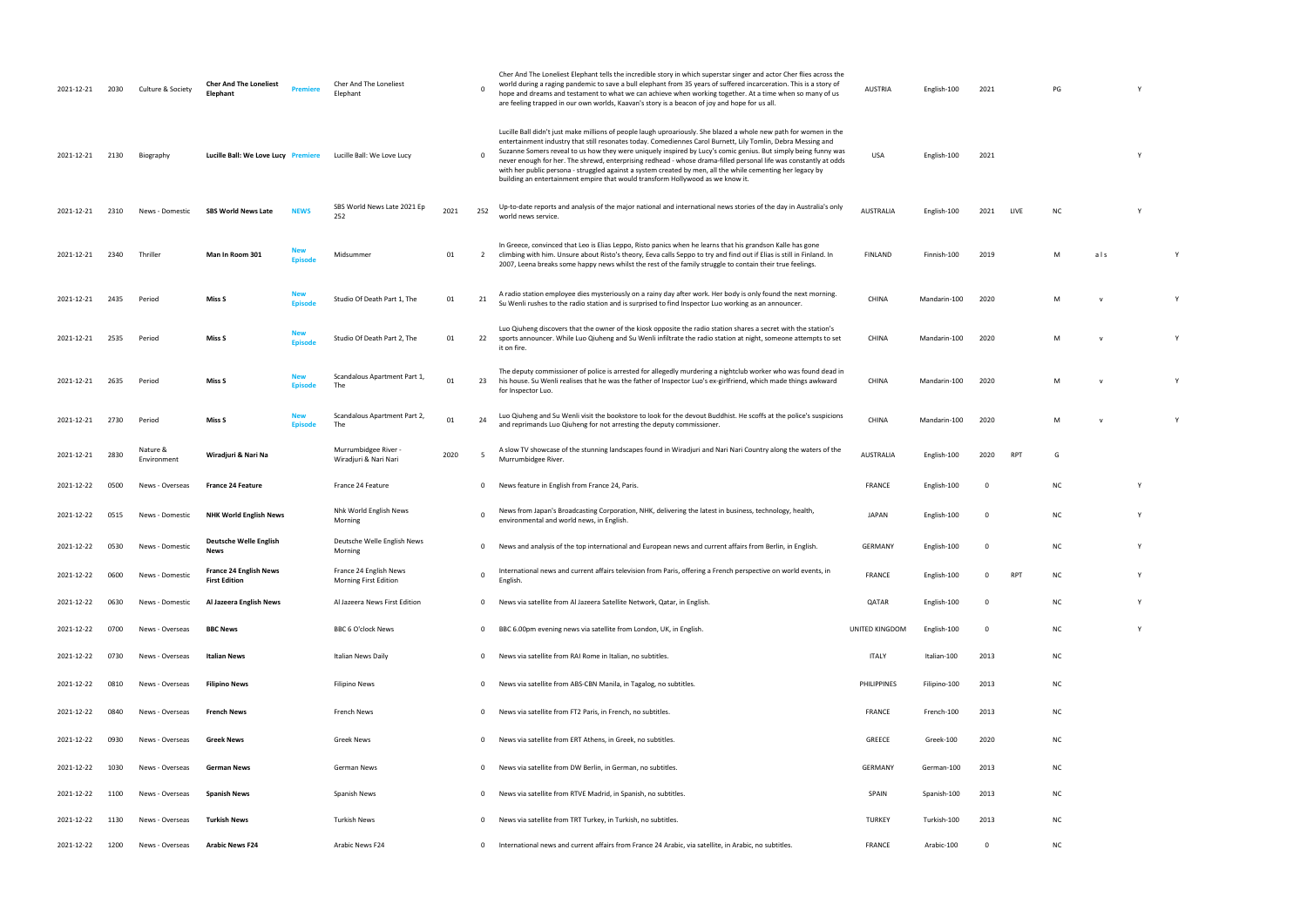| | | | | | | | | | | | | | | | | | |
|---|---|---|---|---|---|---|---|---|---|---|---|---|---|---|---|---|---|
| 2021-12-21 | 2030 | Culture & Society | **Cher And The Loneliest Elephant** | Premiere | Cher And The Loneliest Elephant | | 0 | Cher And The Loneliest Elephant tells the incredible story in which superstar singer and actor Cher flies across the world during a raging pandemic to save a bull elephant from 35 years of suffered incarceration. This is a story of hope and dreams and testament to what we can achieve when working together. At a time when so many of us are feeling trapped in our own worlds, Kaavan's story is a beacon of joy and hope for us all. | AUSTRIA | English-100 | 2021 | | PG | | Y | |
| 2021-12-21 | 2130 | Biography | **Lucille Ball: We Love Lucy** | Premiere | Lucille Ball: We Love Lucy | | 0 | Lucille Ball didn't just make millions of people laugh uproariously. She blazed a whole new path for women in the entertainment industry that still resonates today. Comediennes Carol Burnett, Lily Tomlin, Debra Messing and Suzanne Somers reveal to us how they were uniquely inspired by Lucy's comic genius. But simply being funny was never enough for her. The shrewd, enterprising redhead - whose drama-filled personal life was constantly at odds with her public persona - struggled against a system created by men, all the while cementing her legacy by building an entertainment empire that would transform Hollywood as we know it. | USA | English-100 | 2021 | | | | Y | |
| 2021-12-21 | 2310 | News - Domestic | **SBS World News Late** | NEWS | SBS World News Late 2021 Ep 252 | 2021 | 252 | Up-to-date reports and analysis of the major national and international news stories of the day in Australia's only world news service. | AUSTRALIA | English-100 | 2021 | LIVE | NC | | Y | |
| 2021-12-21 | 2340 | Thriller | **Man In Room 301** | New Episode | Midsummer | 01 | 2 | In Greece, convinced that Leo is Elias Leppo, Risto panics when he learns that his grandson Kalle has gone climbing with him. Unsure about Risto's theory, Eeva calls Seppo to try and find out if Elias is still in Finland. In 2007, Leena breaks some happy news whilst the rest of the family struggle to contain their true feelings. | FINLAND | Finnish-100 | 2019 | | M | a l s | | Y |
| 2021-12-21 | 2435 | Period | **Miss S** | New Episode | Studio Of Death Part 1, The | 01 | 21 | A radio station employee dies mysteriously on a rainy day after work. Her body is only found the next morning. Su Wenli rushes to the radio station and is surprised to find Inspector Luo working as an announcer. | CHINA | Mandarin-100 | 2020 | | M | v | | Y |
| 2021-12-21 | 2535 | Period | **Miss S** | New Episode | Studio Of Death Part 2, The | 01 | 22 | Luo Qiuheng discovers that the owner of the kiosk opposite the radio station shares a secret with the station's sports announcer. While Luo Qiuheng and Su Wenli infiltrate the radio station at night, someone attempts to set it on fire. | CHINA | Mandarin-100 | 2020 | | M | v | | Y |
| 2021-12-21 | 2635 | Period | **Miss S** | New Episode | Scandalous Apartment Part 1, The | 01 | 23 | The deputy commissioner of police is arrested for allegedly murdering a nightclub worker who was found dead in his house. Su Wenli realises that he was the father of Inspector Luo's ex-girlfriend, which made things awkward for Inspector Luo. | CHINA | Mandarin-100 | 2020 | | M | v | | Y |
| 2021-12-21 | 2730 | Period | **Miss S** | New Episode | Scandalous Apartment Part 2, The | 01 | 24 | Luo Qiuheng and Su Wenli visit the bookstore to look for the devout Buddhist. He scoffs at the police's suspicions and reprimands Luo Qiuheng for not arresting the deputy commissioner. | CHINA | Mandarin-100 | 2020 | | M | v | | Y |
| 2021-12-21 | 2830 | Nature & Environment | **Wiradjuri & Nari Na** | | Murrumbidgee River - Wiradjuri & Nari Nari | 2020 | 5 | A slow TV showcase of the stunning landscapes found in Wiradjuri and Nari Nari Country along the waters of the Murrumbidgee River. | AUSTRALIA | English-100 | 2020 | RPT | G | | | |
| 2021-12-22 | 0500 | News - Overseas | **France 24 Feature** | | France 24 Feature | | 0 | News feature in English from France 24, Paris. | FRANCE | English-100 | 0 | | NC | | Y | |
| 2021-12-22 | 0515 | News - Domestic | **NHK World English News** | | Nhk World English News Morning | | 0 | News from Japan's Broadcasting Corporation, NHK, delivering the latest in business, technology, health, environmental and world news, in English. | JAPAN | English-100 | 0 | | NC | | Y | |
| 2021-12-22 | 0530 | News - Domestic | **Deutsche Welle English News** | | Deutsche Welle English News Morning | | 0 | News and analysis of the top international and European news and current affairs from Berlin, in English. | GERMANY | English-100 | 0 | | NC | | Y | |
| 2021-12-22 | 0600 | News - Domestic | **France 24 English News First Edition** | | France 24 English News Morning First Edition | | 0 | International news and current affairs television from Paris, offering a French perspective on world events, in English. | FRANCE | English-100 | 0 | RPT | NC | | Y | |
| 2021-12-22 | 0630 | News - Domestic | **Al Jazeera English News** | | Al Jazeera News First Edition | | 0 | News via satellite from Al Jazeera Satellite Network, Qatar, in English. | QATAR | English-100 | 0 | | NC | | Y | |
| 2021-12-22 | 0700 | News - Overseas | **BBC News** | | BBC 6 O'clock News | | 0 | BBC 6.00pm evening news via satellite from London, UK, in English. | UNITED KINGDOM | English-100 | 0 | | NC | | Y | |
| 2021-12-22 | 0730 | News - Overseas | **Italian News** | | Italian News Daily | | 0 | News via satellite from RAI Rome in Italian, no subtitles. | ITALY | Italian-100 | 2013 | | NC | | | |
| 2021-12-22 | 0810 | News - Overseas | **Filipino News** | | Filipino News | | 0 | News via satellite from ABS-CBN Manila, in Tagalog, no subtitles. | PHILIPPINES | Filipino-100 | 2013 | | NC | | | |
| 2021-12-22 | 0840 | News - Overseas | **French News** | | French News | | 0 | News via satellite from FT2 Paris, in French, no subtitles. | FRANCE | French-100 | 2013 | | NC | | | |
| 2021-12-22 | 0930 | News - Overseas | **Greek News** | | Greek News | | 0 | News via satellite from ERT Athens, in Greek, no subtitles. | GREECE | Greek-100 | 2020 | | NC | | | |
| 2021-12-22 | 1030 | News - Overseas | **German News** | | German News | | 0 | News via satellite from DW Berlin, in German, no subtitles. | GERMANY | German-100 | 2013 | | NC | | | |
| 2021-12-22 | 1100 | News - Overseas | **Spanish News** | | Spanish News | | 0 | News via satellite from RTVE Madrid, in Spanish, no subtitles. | SPAIN | Spanish-100 | 2013 | | NC | | | |
| 2021-12-22 | 1130 | News - Overseas | **Turkish News** | | Turkish News | | 0 | News via satellite from TRT Turkey, in Turkish, no subtitles. | TURKEY | Turkish-100 | 2013 | | NC | | | |
| 2021-12-22 | 1200 | News - Overseas | **Arabic News F24** | | Arabic News F24 | | 0 | International news and current affairs from France 24 Arabic, via satellite, in Arabic, no subtitles. | FRANCE | Arabic-100 | 0 | | NC | | | |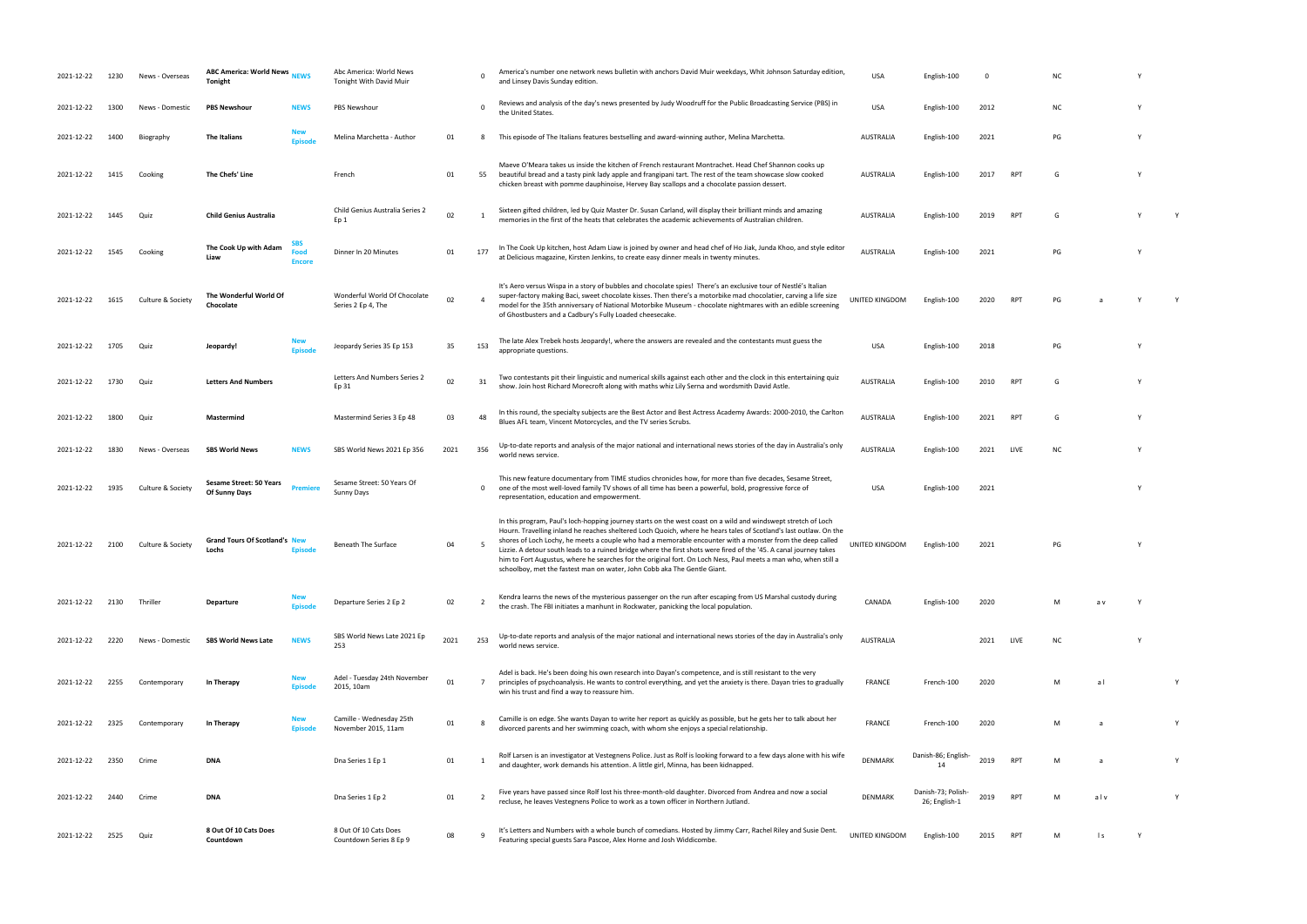| | | | | | | | | | | | | | | | | | |
|---|---|---|---|---|---|---|---|---|---|---|---|---|---|---|---|---|---|
| 2021-12-22 | 1230 | News - Overseas | **ABC America: World News Tonight** | NEWS | Abc America: World News Tonight With David Muir | | 0 | America's number one network news bulletin with anchors David Muir weekdays, Whit Johnson Saturday edition, and Linsey Davis Sunday edition. | USA | English-100 | 0 | | NC | | Y | |
| 2021-12-22 | 1300 | News - Domestic | **PBS Newshour** | NEWS | PBS Newshour | | 0 | Reviews and analysis of the day's news presented by Judy Woodruff for the Public Broadcasting Service (PBS) in the United States. | USA | English-100 | 2012 | | NC | | Y | |
| 2021-12-22 | 1400 | Biography | **The Italians** | New Episode | Melina Marchetta - Author | 01 | 8 | This episode of The Italians features bestselling and award-winning author, Melina Marchetta. | AUSTRALIA | English-100 | 2021 | | PG | | Y | |
| 2021-12-22 | 1415 | Cooking | **The Chefs' Line** | | French | 01 | 55 | Maeve O'Meara takes us inside the kitchen of French restaurant Montrachet. Head Chef Shannon cooks up beautiful bread and a tasty pink lady apple and frangipani tart. The rest of the team showcase slow cooked chicken breast with pomme dauphinoise, Hervey Bay scallops and a chocolate passion dessert. | AUSTRALIA | English-100 | 2017 | RPT | G | | Y | |
| 2021-12-22 | 1445 | Quiz | **Child Genius Australia** | | Child Genius Australia Series 2 Ep 1 | 02 | 1 | Sixteen gifted children, led by Quiz Master Dr. Susan Carland, will display their brilliant minds and amazing memories in the first of the heats that celebrates the academic achievements of Australian children. | AUSTRALIA | English-100 | 2019 | RPT | G | | Y | Y |
| 2021-12-22 | 1545 | Cooking | **The Cook Up with Adam Liaw** | SBS Food Encore | Dinner In 20 Minutes | 01 | 177 | In The Cook Up kitchen, host Adam Liaw is joined by owner and head chef of Ho Jiak, Junda Khoo, and style editor at Delicious magazine, Kirsten Jenkins, to create easy dinner meals in twenty minutes. | AUSTRALIA | English-100 | 2021 | | PG | | Y | |
| 2021-12-22 | 1615 | Culture & Society | **The Wonderful World Of Chocolate** | | Wonderful World Of Chocolate Series 2 Ep 4, The | 02 | 4 | It's Aero versus Wispa in a story of bubbles and chocolate spies! There's an exclusive tour of Nestlé's Italian super-factory making Baci, sweet chocolate kisses. Then there's a motorbike mad chocolatier, carving a life size model for the 35th anniversary of National Motorbike Museum - chocolate nightmares with an edible screening of Ghostbusters and a Cadbury's Fully Loaded cheesecake. | UNITED KINGDOM | English-100 | 2020 | RPT | PG | a | Y | Y |
| 2021-12-22 | 1705 | Quiz | **Jeopardy!** | New Episode | Jeopardy Series 35 Ep 153 | 35 | 153 | The late Alex Trebek hosts Jeopardy!, where the answers are revealed and the contestants must guess the appropriate questions. | USA | English-100 | 2018 | | PG | | Y | |
| 2021-12-22 | 1730 | Quiz | **Letters And Numbers** | | Letters And Numbers Series 2 Ep 31 | 02 | 31 | Two contestants pit their linguistic and numerical skills against each other and the clock in this entertaining quiz show. Join host Richard Morecroft along with maths whiz Lily Serna and wordsmith David Astle. | AUSTRALIA | English-100 | 2010 | RPT | G | | Y | |
| 2021-12-22 | 1800 | Quiz | **Mastermind** | | Mastermind Series 3 Ep 48 | 03 | 48 | In this round, the specialty subjects are the Best Actor and Best Actress Academy Awards: 2000-2010, the Carlton Blues AFL team, Vincent Motorcycles, and the TV series Scrubs. | AUSTRALIA | English-100 | 2021 | RPT | G | | Y | |
| 2021-12-22 | 1830 | News - Overseas | **SBS World News** | NEWS | SBS World News 2021 Ep 356 | 2021 | 356 | Up-to-date reports and analysis of the major national and international news stories of the day in Australia's only world news service. | AUSTRALIA | English-100 | 2021 | LIVE | NC | | Y | |
| 2021-12-22 | 1935 | Culture & Society | **Sesame Street: 50 Years Of Sunny Days** | Premiere | Sesame Street: 50 Years Of Sunny Days | | 0 | This new feature documentary from TIME studios chronicles how, for more than five decades, Sesame Street, one of the most well-loved family TV shows of all time has been a powerful, bold, progressive force of representation, education and empowerment. | USA | English-100 | 2021 | | | | Y | |
| 2021-12-22 | 2100 | Culture & Society | **Grand Tours Of Scotland's Lochs** | New Episode | Beneath The Surface | 04 | 5 | In this program, Paul's loch-hopping journey starts on the west coast on a wild and windswept stretch of Loch Hourn. Travelling inland he reaches sheltered Loch Quoich, where he hears tales of Scotland's last outlaw. On the shores of Loch Lochy, he meets a couple who had a memorable encounter with a monster from the deep called Lizzie. A detour south leads to a ruined bridge where the first shots were fired of the '45. A canal journey takes him to Fort Augustus, where he searches for the original fort. On Loch Ness, Paul meets a man who, when still a schoolboy, met the fastest man on water, John Cobb aka The Gentle Giant. | UNITED KINGDOM | English-100 | 2021 | | PG | | Y | |
| 2021-12-22 | 2130 | Thriller | **Departure** | New Episode | Departure Series 2 Ep 2 | 02 | 2 | Kendra learns the news of the mysterious passenger on the run after escaping from US Marshal custody during the crash. The FBI initiates a manhunt in Rockwater, panicking the local population. | CANADA | English-100 | 2020 | | M | a v | Y | |
| 2021-12-22 | 2220 | News - Domestic | **SBS World News Late** | NEWS | SBS World News Late 2021 Ep 253 | 2021 | 253 | Up-to-date reports and analysis of the major national and international news stories of the day in Australia's only world news service. | AUSTRALIA | | 2021 | LIVE | NC | | Y | |
| 2021-12-22 | 2255 | Contemporary | **In Therapy** | New Episode | Adel - Tuesday 24th November 2015, 10am | 01 | 7 | Adel is back. He's been doing his own research into Dayan's competence, and is still resistant to the very principles of psychoanalysis. He wants to control everything, and yet the anxiety is there. Dayan tries to gradually win his trust and find a way to reassure him. | FRANCE | French-100 | 2020 | | M | a l | | Y |
| 2021-12-22 | 2325 | Contemporary | **In Therapy** | New Episode | Camille - Wednesday 25th November 2015, 11am | 01 | 8 | Camille is on edge. She wants Dayan to write her report as quickly as possible, but he gets her to talk about her divorced parents and her swimming coach, with whom she enjoys a special relationship. | FRANCE | French-100 | 2020 | | M | a | | Y |
| 2021-12-22 | 2350 | Crime | **DNA** | | Dna Series 1 Ep 1 | 01 | 1 | Rolf Larsen is an investigator at Vestegnens Police. Just as Rolf is looking forward to a few days alone with his wife and daughter, work demands his attention. A little girl, Minna, has been kidnapped. | DENMARK | Danish-86; English-14 | 2019 | RPT | M | a | | Y |
| 2021-12-22 | 2440 | Crime | **DNA** | | Dna Series 1 Ep 2 | 01 | 2 | Five years have passed since Rolf lost his three-month-old daughter. Divorced from Andrea and now a social recluse, he leaves Vestegnens Police to work as a town officer in Northern Jutland. | DENMARK | Danish-73; Polish-26; English-1 | 2019 | RPT | M | a l v | | Y |
| 2021-12-22 | 2525 | Quiz | **8 Out Of 10 Cats Does Countdown** | | 8 Out Of 10 Cats Does Countdown Series 8 Ep 9 | 08 | 9 | It's Letters and Numbers with a whole bunch of comedians. Hosted by Jimmy Carr, Rachel Riley and Susie Dent. Featuring special guests Sara Pascoe, Alex Horne and Josh Widdicombe. | UNITED KINGDOM | English-100 | 2015 | RPT | M | l s | Y | |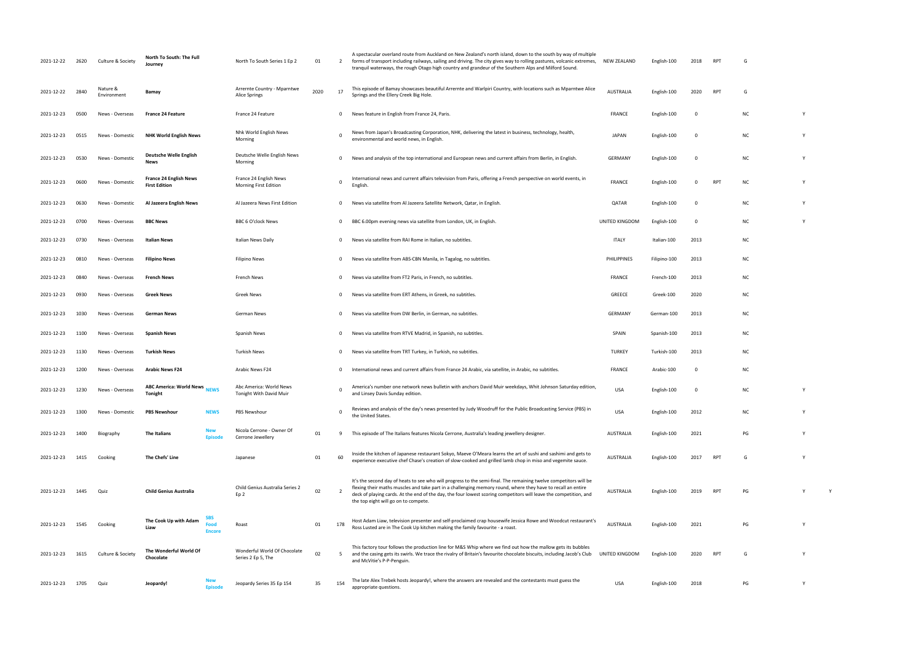| | | | | | | | | | | | | | | | | |
|---|---|---|---|---|---|---|---|---|---|---|---|---|---|---|---|---|
| 2021-12-22 | 2620 | Culture & Society | **North To South: The Full Journey** | | North To South Series 1 Ep 2 | 01 | 2 | A spectacular overland route from Auckland on New Zealand's north island, down to the south by way of multiple forms of transport including railways, sailing and driving. The city gives way to rolling pastures, volcanic extremes, tranquil waterways, the rough Otago high country and grandeur of the Southern Alps and Milford Sound. | NEW ZEALAND | English-100 | 2018 | RPT | G | | | |
| 2021-12-22 | 2840 | Nature & Environment | **Bamay** | | Arrernte Country - Mparntwe Alice Springs | 2020 | 17 | This episode of Bamay showcases beautiful Arrernte and Warlpiri Country, with locations such as Mparntwe Alice Springs and the Ellery Creek Big Hole. | AUSTRALIA | English-100 | 2020 | RPT | G | | | |
| 2021-12-23 | 0500 | News - Overseas | **France 24 Feature** | | France 24 Feature | | 0 | News feature in English from France 24, Paris. | FRANCE | English-100 | 0 | | NC | | Y | |
| 2021-12-23 | 0515 | News - Domestic | **NHK World English News** | | Nhk World English News Morning | | 0 | News from Japan's Broadcasting Corporation, NHK, delivering the latest in business, technology, health, environmental and world news, in English. | JAPAN | English-100 | 0 | | NC | | Y | |
| 2021-12-23 | 0530 | News - Domestic | **Deutsche Welle English News** | | Deutsche Welle English News Morning | | 0 | News and analysis of the top international and European news and current affairs from Berlin, in English. | GERMANY | English-100 | 0 | | NC | | Y | |
| 2021-12-23 | 0600 | News - Domestic | **France 24 English News First Edition** | | France 24 English News Morning First Edition | | 0 | International news and current affairs television from Paris, offering a French perspective on world events, in English. | FRANCE | English-100 | 0 | RPT | NC | | Y | |
| 2021-12-23 | 0630 | News - Domestic | **Al Jazeera English News** | | Al Jazeera News First Edition | | 0 | News via satellite from Al Jazeera Satellite Network, Qatar, in English. | QATAR | English-100 | 0 | | NC | | Y | |
| 2021-12-23 | 0700 | News - Overseas | **BBC News** | | BBC 6 O'clock News | | 0 | BBC 6.00pm evening news via satellite from London, UK, in English. | UNITED KINGDOM | English-100 | 0 | | NC | | Y | |
| 2021-12-23 | 0730 | News - Overseas | **Italian News** | | Italian News Daily | | 0 | News via satellite from RAI Rome in Italian, no subtitles. | ITALY | Italian-100 | 2013 | | NC | | | |
| 2021-12-23 | 0810 | News - Overseas | **Filipino News** | | Filipino News | | 0 | News via satellite from ABS-CBN Manila, in Tagalog, no subtitles. | PHILIPPINES | Filipino-100 | 2013 | | NC | | | |
| 2021-12-23 | 0840 | News - Overseas | **French News** | | French News | | 0 | News via satellite from FT2 Paris, in French, no subtitles. | FRANCE | French-100 | 2013 | | NC | | | |
| 2021-12-23 | 0930 | News - Overseas | **Greek News** | | Greek News | | 0 | News via satellite from ERT Athens, in Greek, no subtitles. | GREECE | Greek-100 | 2020 | | NC | | | |
| 2021-12-23 | 1030 | News - Overseas | **German News** | | German News | | 0 | News via satellite from DW Berlin, in German, no subtitles. | GERMANY | German-100 | 2013 | | NC | | | |
| 2021-12-23 | 1100 | News - Overseas | **Spanish News** | | Spanish News | | 0 | News via satellite from RTVE Madrid, in Spanish, no subtitles. | SPAIN | Spanish-100 | 2013 | | NC | | | |
| 2021-12-23 | 1130 | News - Overseas | **Turkish News** | | Turkish News | | 0 | News via satellite from TRT Turkey, in Turkish, no subtitles. | TURKEY | Turkish-100 | 2013 | | NC | | | |
| 2021-12-23 | 1200 | News - Overseas | **Arabic News F24** | | Arabic News F24 | | 0 | International news and current affairs from France 24 Arabic, via satellite, in Arabic, no subtitles. | FRANCE | Arabic-100 | 0 | | NC | | | |
| 2021-12-23 | 1230 | News - Overseas | **ABC America: World News Tonight** | NEWS | Abc America: World News Tonight With David Muir | | 0 | America's number one network news bulletin with anchors David Muir weekdays, Whit Johnson Saturday edition, and Linsey Davis Sunday edition. | USA | English-100 | 0 | | NC | | Y | |
| 2021-12-23 | 1300 | News - Domestic | **PBS Newshour** | NEWS | PBS Newshour | | 0 | Reviews and analysis of the day's news presented by Judy Woodruff for the Public Broadcasting Service (PBS) in the United States. | USA | English-100 | 2012 | | NC | | Y | |
| 2021-12-23 | 1400 | Biography | **The Italians** | New Episode | Nicola Cerrone - Owner Of Cerrone Jewellery | 01 | 9 | This episode of The Italians features Nicola Cerrone, Australia's leading jewellery designer. | AUSTRALIA | English-100 | 2021 | | PG | | Y | |
| 2021-12-23 | 1415 | Cooking | **The Chefs' Line** | | Japanese | 01 | 60 | Inside the kitchen of Japanese restaurant Sokyo, Maeve O'Meara learns the art of sushi and sashimi and gets to experience executive chef Chase's creation of slow-cooked and grilled lamb chop in miso and vegemite sauce. | AUSTRALIA | English-100 | 2017 | RPT | G | | Y | |
| 2021-12-23 | 1445 | Quiz | **Child Genius Australia** | | Child Genius Australia Series 2 Ep 2 | 02 | 2 | It's the second day of heats to see who will progress to the semi-final. The remaining twelve competitors will be flexing their maths muscles and take part in a challenging memory round, where they have to recall an entire deck of playing cards. At the end of the day, the four lowest scoring competitors will leave the competition, and the top eight will go on to compete. | AUSTRALIA | English-100 | 2019 | RPT | PG | | Y | Y |
| 2021-12-23 | 1545 | Cooking | **The Cook Up with Adam Liaw** | SBS Food Encore | Roast | 01 | 178 | Host Adam Liaw, television presenter and self-proclaimed crap housewife Jessica Rowe and Woodcut restaurant's Ross Lusted are in The Cook Up kitchen making the family favourite - a roast. | AUSTRALIA | English-100 | 2021 | | PG | | Y | |
| 2021-12-23 | 1615 | Culture & Society | **The Wonderful World Of Chocolate** | | Wonderful World Of Chocolate Series 2 Ep 5, The | 02 | 5 | This factory tour follows the production line for M&S Whip where we find out how the mallow gets its bubbles and the casing gets its swirls. We trace the rivalry of Britain's favourite chocolate biscuits, including Jacob's Club and McVitie's P-P-Penguin. | UNITED KINGDOM | English-100 | 2020 | RPT | G | | Y | |
| 2021-12-23 | 1705 | Quiz | **Jeopardy!** | New Episode | Jeopardy Series 35 Ep 154 | 35 | 154 | The late Alex Trebek hosts Jeopardy!, where the answers are revealed and the contestants must guess the appropriate questions. | USA | English-100 | 2018 | | PG | | Y | |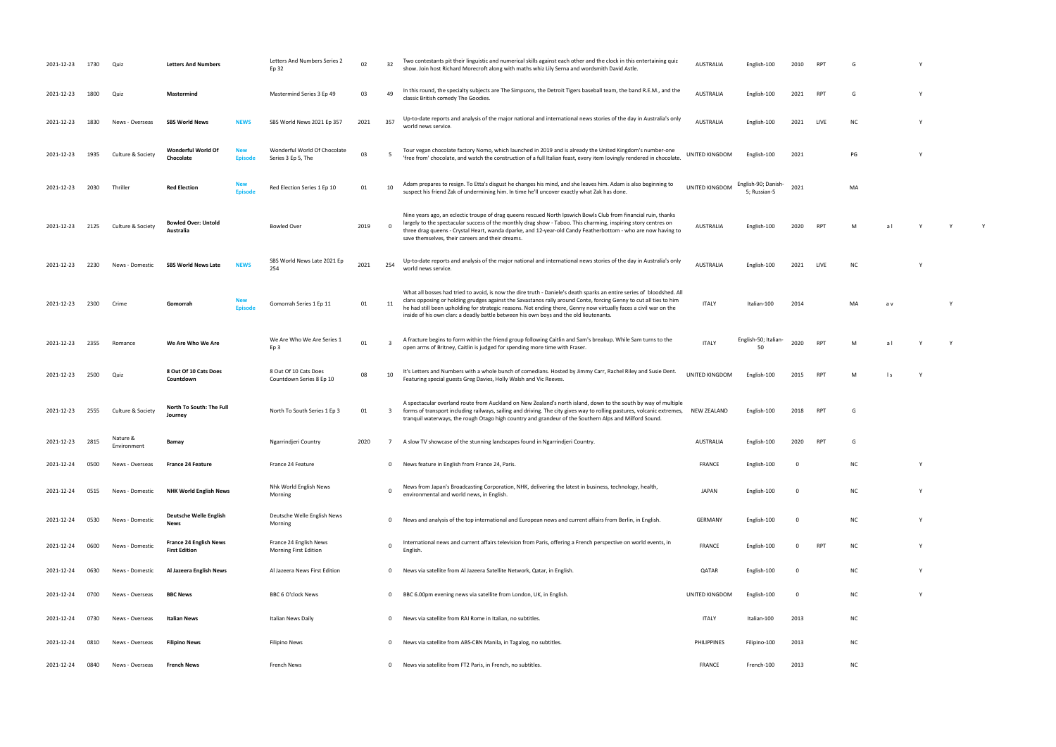| | | | | | | | | | | | | | | | | | |
|---|---|---|---|---|---|---|---|---|---|---|---|---|---|---|---|---|---|
| 2021-12-23 | 1730 | Quiz | **Letters And Numbers** | | Letters And Numbers Series 2 Ep 32 | 02 | 32 | Two contestants pit their linguistic and numerical skills against each other and the clock in this entertaining quiz show. Join host Richard Morecroft along with maths whiz Lily Serna and wordsmith David Astle. | AUSTRALIA | English-100 | 2010 | RPT | G | | Y | | |
| 2021-12-23 | 1800 | Quiz | **Mastermind** | | Mastermind Series 3 Ep 49 | 03 | 49 | In this round, the specialty subjects are The Simpsons, the Detroit Tigers baseball team, the band R.E.M., and the classic British comedy The Goodies. | AUSTRALIA | English-100 | 2021 | RPT | G | | Y | | |
| 2021-12-23 | 1830 | News - Overseas | **SBS World News** | **NEWS** | SBS World News 2021 Ep 357 | 2021 | 357 | Up-to-date reports and analysis of the major national and international news stories of the day in Australia's only world news service. | AUSTRALIA | English-100 | 2021 | LIVE | NC | | Y | | |
| 2021-12-23 | 1935 | Culture & Society | **Wonderful World Of Chocolate** | **New Episode** | Wonderful World Of Chocolate Series 3 Ep 5, The | 03 | 5 | Tour vegan chocolate factory Nomo, which launched in 2019 and is already the United Kingdom's number-one 'free from' chocolate, and watch the construction of a full Italian feast, every item lovingly rendered in chocolate. | UNITED KINGDOM | English-100 | 2021 | | PG | | Y | | |
| 2021-12-23 | 2030 | Thriller | **Red Election** | **New Episode** | Red Election Series 1 Ep 10 | 01 | 10 | Adam prepares to resign. To Etta's disgust he changes his mind, and she leaves him. Adam is also beginning to suspect his friend Zak of undermining him. In time he'll uncover exactly what Zak has done. | UNITED KINGDOM | English-90; Danish-5; Russian-5 | 2021 | | MA | | | | |
| 2021-12-23 | 2125 | Culture & Society | **Bowled Over: Untold Australia** | | Bowled Over | 2019 | 0 | Nine years ago, an eclectic troupe of drag queens rescued North Ipswich Bowls Club from financial ruin, thanks largely to the spectacular success of the monthly drag show - Taboo. This charming, inspiring story centres on three drag queens - Crystal Heart, wanda dparke, and 12-year-old Candy Featherbottom - who are now having to save themselves, their careers and their dreams. | AUSTRALIA | English-100 | 2020 | RPT | M | a l | Y | Y | Y |
| 2021-12-23 | 2230 | News - Domestic | **SBS World News Late** | **NEWS** | SBS World News Late 2021 Ep 254 | 2021 | 254 | Up-to-date reports and analysis of the major national and international news stories of the day in Australia's only world news service. | AUSTRALIA | English-100 | 2021 | LIVE | NC | | Y | | |
| 2021-12-23 | 2300 | Crime | **Gomorrah** | **New Episode** | Gomorrah Series 1 Ep 11 | 01 | 11 | What all bosses had tried to avoid, is now the dire truth - Daniele's death sparks an entire series of bloodshed. All clans opposing or holding grudges against the Savastanos rally around Conte, forcing Genny to cut all ties to him he had still been upholding for strategic reasons. Not ending there, Genny now virtually faces a civil war on the inside of his own clan: a deadly battle between his own boys and the old lieutenants. | ITALY | Italian-100 | 2014 | | MA | a v | | Y | |
| 2021-12-23 | 2355 | Romance | **We Are Who We Are** | | We Are Who We Are Series 1 Ep 3 | 01 | 3 | A fracture begins to form within the friend group following Caitlin and Sam's breakup. While Sam turns to the open arms of Britney, Caitlin is judged for spending more time with Fraser. | ITALY | English-50; Italian-50 | 2020 | RPT | M | a l | Y | Y | |
| 2021-12-23 | 2500 | Quiz | **8 Out Of 10 Cats Does Countdown** | | 8 Out Of 10 Cats Does Countdown Series 8 Ep 10 | 08 | 10 | It's Letters and Numbers with a whole bunch of comedians. Hosted by Jimmy Carr, Rachel Riley and Susie Dent. Featuring special guests Greg Davies, Holly Walsh and Vic Reeves. | UNITED KINGDOM | English-100 | 2015 | RPT | M | l s | Y | | |
| 2021-12-23 | 2555 | Culture & Society | **North To South: The Full Journey** | | North To South Series 1 Ep 3 | 01 | 3 | A spectacular overland route from Auckland on New Zealand's north island, down to the south by way of multiple forms of transport including railways, sailing and driving. The city gives way to rolling pastures, volcanic extremes, tranquil waterways, the rough Otago high country and grandeur of the Southern Alps and Milford Sound. | NEW ZEALAND | English-100 | 2018 | RPT | G | | | | |
| 2021-12-23 | 2815 | Nature & Environment | **Bamay** | | Ngarrindjeri Country | 2020 | 7 | A slow TV showcase of the stunning landscapes found in Ngarrindjeri Country. | AUSTRALIA | English-100 | 2020 | RPT | G | | | | |
| 2021-12-24 | 0500 | News - Overseas | **France 24 Feature** | | France 24 Feature | | 0 | News feature in English from France 24, Paris. | FRANCE | English-100 | 0 | | NC | | Y | | |
| 2021-12-24 | 0515 | News - Domestic | **NHK World English News** | | Nhk World English News Morning | | 0 | News from Japan's Broadcasting Corporation, NHK, delivering the latest in business, technology, health, environmental and world news, in English. | JAPAN | English-100 | 0 | | NC | | Y | | |
| 2021-12-24 | 0530 | News - Domestic | **Deutsche Welle English News** | | Deutsche Welle English News Morning | | 0 | News and analysis of the top international and European news and current affairs from Berlin, in English. | GERMANY | English-100 | 0 | | NC | | Y | | |
| 2021-12-24 | 0600 | News - Domestic | **France 24 English News First Edition** | | France 24 English News Morning First Edition | | 0 | International news and current affairs television from Paris, offering a French perspective on world events, in English. | FRANCE | English-100 | 0 | RPT | NC | | Y | | |
| 2021-12-24 | 0630 | News - Domestic | **Al Jazeera English News** | | Al Jazeera News First Edition | | 0 | News via satellite from Al Jazeera Satellite Network, Qatar, in English. | QATAR | English-100 | 0 | | NC | | Y | | |
| 2021-12-24 | 0700 | News - Overseas | **BBC News** | | BBC 6 O'clock News | | 0 | BBC 6.00pm evening news via satellite from London, UK, in English. | UNITED KINGDOM | English-100 | 0 | | NC | | Y | | |
| 2021-12-24 | 0730 | News - Overseas | **Italian News** | | Italian News Daily | | 0 | News via satellite from RAI Rome in Italian, no subtitles. | ITALY | Italian-100 | 2013 | | NC | | | | |
| 2021-12-24 | 0810 | News - Overseas | **Filipino News** | | Filipino News | | 0 | News via satellite from ABS-CBN Manila, in Tagalog, no subtitles. | PHILIPPINES | Filipino-100 | 2013 | | NC | | | | |
| 2021-12-24 | 0840 | News - Overseas | **French News** | | French News | | 0 | News via satellite from FT2 Paris, in French, no subtitles. | FRANCE | French-100 | 2013 | | NC | | | | |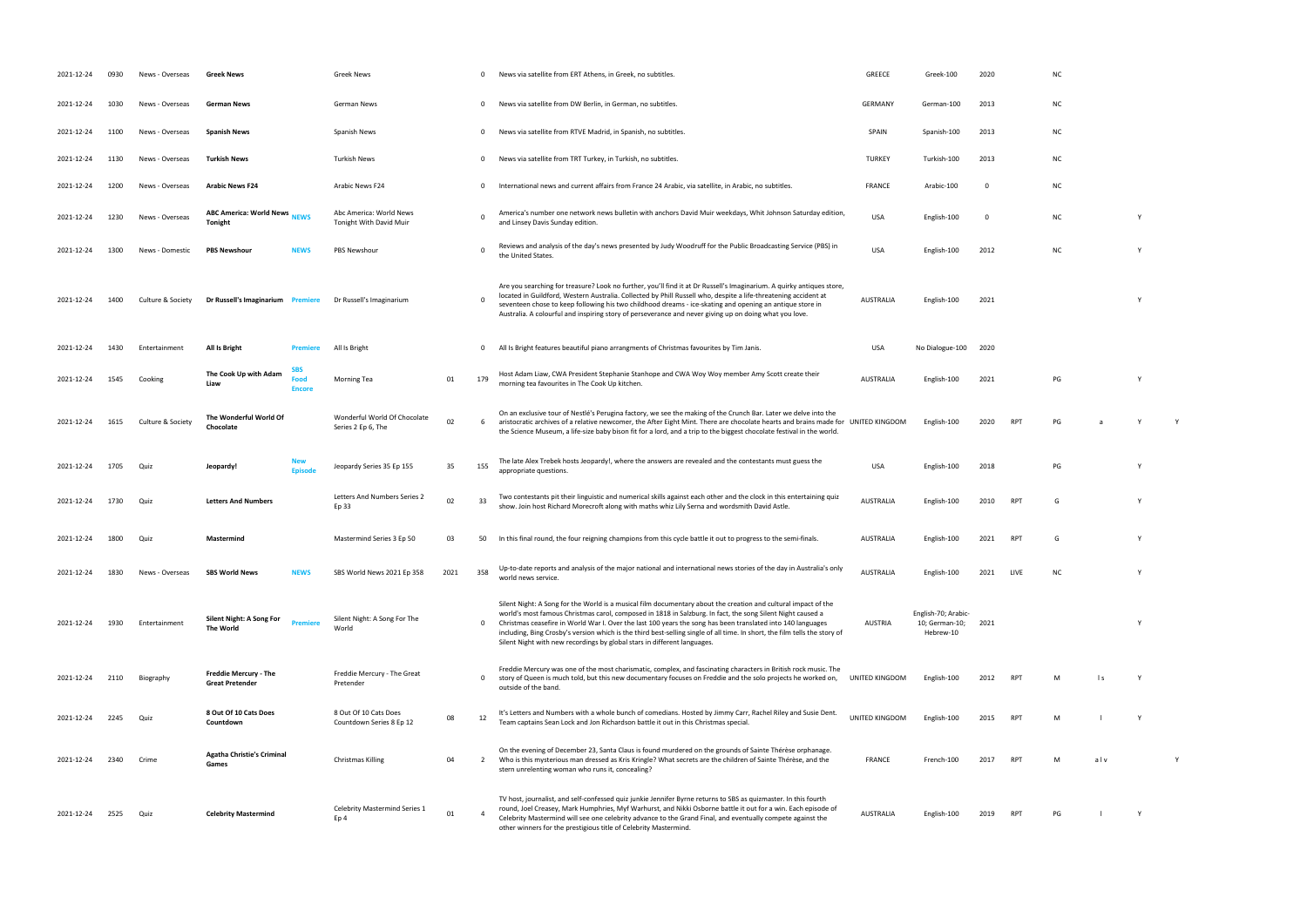| | | | | | | | | | | | | | | | | |
|---|---|---|---|---|---|---|---|---|---|---|---|---|---|---|---|---|
| 2021-12-24 | 0930 | News - Overseas | **Greek News** | | Greek News | | 0 | News via satellite from ERT Athens, in Greek, no subtitles. | GREECE | Greek-100 | 2020 | | NC | | | |
| 2021-12-24 | 1030 | News - Overseas | **German News** | | German News | | 0 | News via satellite from DW Berlin, in German, no subtitles. | GERMANY | German-100 | 2013 | | NC | | | |
| 2021-12-24 | 1100 | News - Overseas | **Spanish News** | | Spanish News | | 0 | News via satellite from RTVE Madrid, in Spanish, no subtitles. | SPAIN | Spanish-100 | 2013 | | NC | | | |
| 2021-12-24 | 1130 | News - Overseas | **Turkish News** | | Turkish News | | 0 | News via satellite from TRT Turkey, in Turkish, no subtitles. | TURKEY | Turkish-100 | 2013 | | NC | | | |
| 2021-12-24 | 1200 | News - Overseas | **Arabic News F24** | | Arabic News F24 | | 0 | International news and current affairs from France 24 Arabic, via satellite, in Arabic, no subtitles. | FRANCE | Arabic-100 | 0 | | NC | | | |
| 2021-12-24 | 1230 | News - Overseas | **ABC America: World News Tonight** | **NEWS** | Abc America: World News Tonight With David Muir | | 0 | America's number one network news bulletin with anchors David Muir weekdays, Whit Johnson Saturday edition, and Linsey Davis Sunday edition. | USA | English-100 | 0 | | NC | | Y | |
| 2021-12-24 | 1300 | News - Domestic | **PBS Newshour** | **NEWS** | PBS Newshour | | 0 | Reviews and analysis of the day's news presented by Judy Woodruff for the Public Broadcasting Service (PBS) in the United States. | USA | English-100 | 2012 | | NC | | Y | |
| 2021-12-24 | 1400 | Culture & Society | **Dr Russell's Imaginarium** | **Premiere** | Dr Russell's Imaginarium | | 0 | Are you searching for treasure? Look no further, you'll find it at Dr Russell's Imaginarium. A quirky antiques store, located in Guildford, Western Australia. Collected by Phill Russell who, despite a life-threatening accident at seventeen chose to keep following his two childhood dreams - ice-skating and opening an antique store in Australia. A colourful and inspiring story of perseverance and never giving up on doing what you love. | AUSTRALIA | English-100 | 2021 | | | | Y | |
| 2021-12-24 | 1430 | Entertainment | **All Is Bright** | **Premiere** | All Is Bright | | 0 | All Is Bright features beautiful piano arrangments of Christmas favourites by Tim Janis. | USA | No Dialogue-100 | 2020 | | | | | |
| 2021-12-24 | 1545 | Cooking | **The Cook Up with Adam Liaw** | **SBS Food Encore** | Morning Tea | 01 | 179 | Host Adam Liaw, CWA President Stephanie Stanhope and CWA Woy Woy member Amy Scott create their morning tea favourites in The Cook Up kitchen. | AUSTRALIA | English-100 | 2021 | | PG | | Y | |
| 2021-12-24 | 1615 | Culture & Society | **The Wonderful World Of Chocolate** | | Wonderful World Of Chocolate Series 2 Ep 6, The | 02 | 6 | On an exclusive tour of Nestlé's Perugina factory, we see the making of the Crunch Bar. Later we delve into the aristocratic archives of a relative newcomer, the After Eight Mint. There are chocolate hearts and brains made for the Science Museum, a life-size baby bison fit for a lord, and a trip to the biggest chocolate festival in the world. | UNITED KINGDOM | English-100 | 2020 | RPT | PG | a | Y | Y |
| 2021-12-24 | 1705 | Quiz | **Jeopardy!** | **New Episode** | Jeopardy Series 35 Ep 155 | 35 | 155 | The late Alex Trebek hosts Jeopardy!, where the answers are revealed and the contestants must guess the appropriate questions. | USA | English-100 | 2018 | | PG | | Y | |
| 2021-12-24 | 1730 | Quiz | **Letters And Numbers** | | Letters And Numbers Series 2 Ep 33 | 02 | 33 | Two contestants pit their linguistic and numerical skills against each other and the clock in this entertaining quiz show. Join host Richard Morecroft along with maths whiz Lily Serna and wordsmith David Astle. | AUSTRALIA | English-100 | 2010 | RPT | G | | Y | |
| 2021-12-24 | 1800 | Quiz | **Mastermind** | | Mastermind Series 3 Ep 50 | 03 | 50 | In this final round, the four reigning champions from this cycle battle it out to progress to the semi-finals. | AUSTRALIA | English-100 | 2021 | RPT | G | | Y | |
| 2021-12-24 | 1830 | News - Overseas | **SBS World News** | **NEWS** | SBS World News 2021 Ep 358 | 2021 | 358 | Up-to-date reports and analysis of the major national and international news stories of the day in Australia's only world news service. | AUSTRALIA | English-100 | 2021 | LIVE | NC | | Y | |
| 2021-12-24 | 1930 | Entertainment | **Silent Night: A Song For The World** | **Premiere** | Silent Night: A Song For The World | | 0 | Silent Night: A Song for the World is a musical film documentary about the creation and cultural impact of the world's most famous Christmas carol, composed in 1818 in Salzburg. In fact, the song Silent Night caused a Christmas ceasefire in World War I. Over the last 100 years the song has been translated into 140 languages including, Bing Crosby's version which is the third best-selling single of all time. In short, the film tells the story of Silent Night with new recordings by global stars in different languages. | AUSTRIA | English-70; Arabic-10; German-10; Hebrew-10 | 2021 | | | | Y | |
| 2021-12-24 | 2110 | Biography | **Freddie Mercury - The Great Pretender** | | Freddie Mercury - The Great Pretender | | 0 | Freddie Mercury was one of the most charismatic, complex, and fascinating characters in British rock music. The story of Queen is much told, but this new documentary focuses on Freddie and the solo projects he worked on, outside of the band. | UNITED KINGDOM | English-100 | 2012 | RPT | M | l s | Y | |
| 2021-12-24 | 2245 | Quiz | **8 Out Of 10 Cats Does Countdown** | | 8 Out Of 10 Cats Does Countdown Series 8 Ep 12 | 08 | 12 | It's Letters and Numbers with a whole bunch of comedians. Hosted by Jimmy Carr, Rachel Riley and Susie Dent. Team captains Sean Lock and Jon Richardson battle it out in this Christmas special. | UNITED KINGDOM | English-100 | 2015 | RPT | M | l | Y | |
| 2021-12-24 | 2340 | Crime | **Agatha Christie's Criminal Games** | | Christmas Killing | 04 | 2 | On the evening of December 23, Santa Claus is found murdered on the grounds of Sainte Thérèse orphanage. Who is this mysterious man dressed as Kris Kringle? What secrets are the children of Sainte Thérèse, and the stern unrelenting woman who runs it, concealing? | FRANCE | French-100 | 2017 | RPT | M | a l v | | Y |
| 2021-12-24 | 2525 | Quiz | **Celebrity Mastermind** | | Celebrity Mastermind Series 1 Ep 4 | 01 | 4 | TV host, journalist, and self-confessed quiz junkie Jennifer Byrne returns to SBS as quizmaster. In this fourth round, Joel Creasey, Mark Humphries, Myf Warhurst, and Nikki Osborne battle it out for a win. Each episode of Celebrity Mastermind will see one celebrity advance to the Grand Final, and eventually compete against the other winners for the prestigious title of Celebrity Mastermind. | AUSTRALIA | English-100 | 2019 | RPT | PG | l | Y | |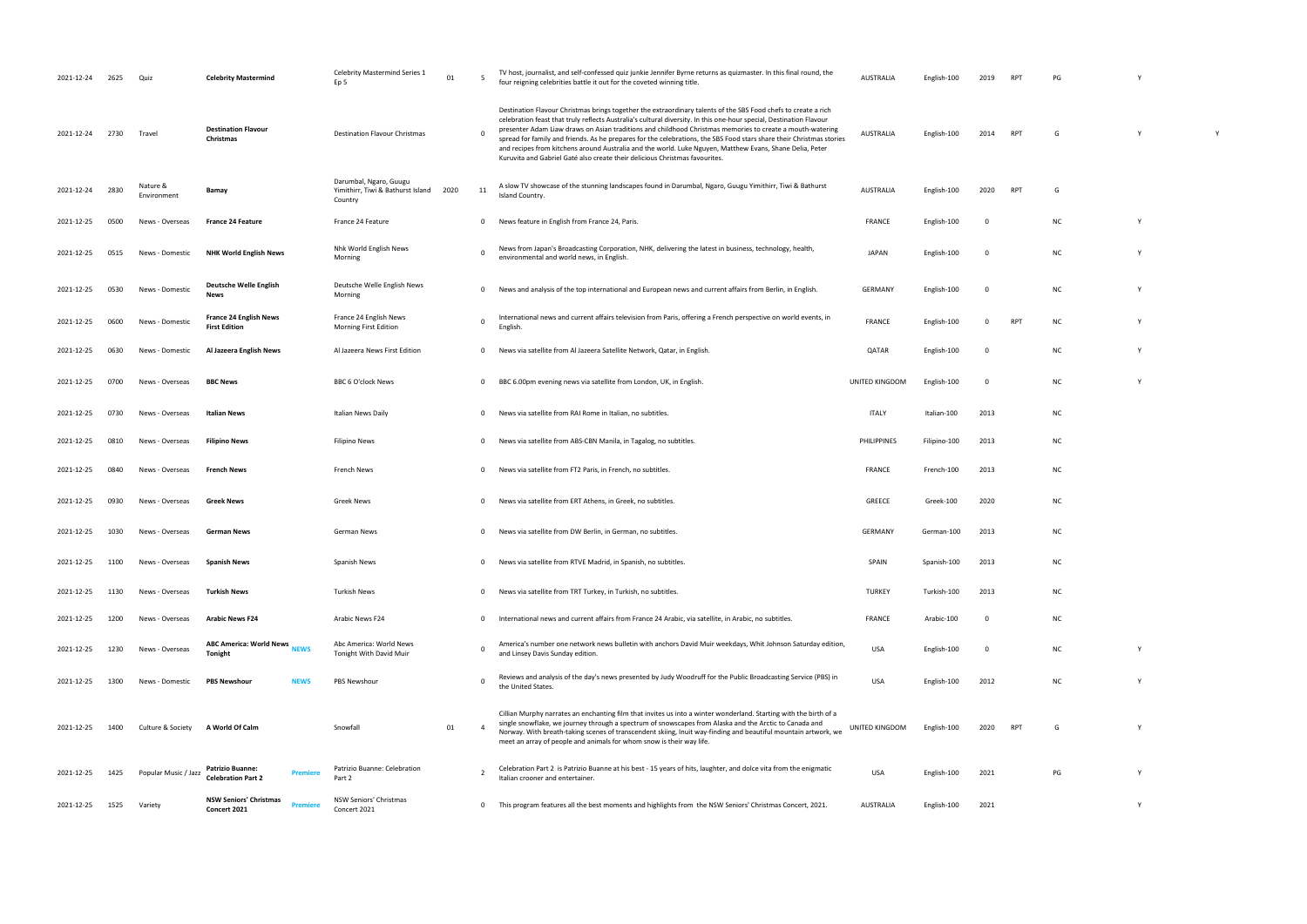| | | | | | | | | | | | | | | | | |
|---|---|---|---|---|---|---|---|---|---|---|---|---|---|---|---|---|
| 2021-12-24 | 2625 | Quiz | **Celebrity Mastermind** | | Celebrity Mastermind Series 1 Ep 5 | 01 | 5 | TV host, journalist, and self-confessed quiz junkie Jennifer Byrne returns as quizmaster. In this final round, the four reigning celebrities battle it out for the coveted winning title. | AUSTRALIA | English-100 | 2019 | RPT | PG | | Y | |
| 2021-12-24 | 2730 | Travel | **Destination Flavour Christmas** | | Destination Flavour Christmas | | 0 | Destination Flavour Christmas brings together the extraordinary talents of the SBS Food chefs to create a rich celebration feast that truly reflects Australia's cultural diversity. In this one-hour special, Destination Flavour presenter Adam Liaw draws on Asian traditions and childhood Christmas memories to create a mouth-watering spread for family and friends. As he prepares for the celebrations, the SBS Food stars share their Christmas stories and recipes from kitchens around Australia and the world. Luke Nguyen, Matthew Evans, Shane Delia, Peter Kuruvita and Gabriel Gaté also create their delicious Christmas favourites. | AUSTRALIA | English-100 | 2014 | RPT | G | | Y | Y |
| 2021-12-24 | 2830 | Nature & Environment | **Bamay** | | Darumbal, Ngaro, Guugu Yimithirr, Tiwi & Bathurst Island Country | 2020 | 11 | A slow TV showcase of the stunning landscapes found in Darumbal, Ngaro, Guugu Yimithirr, Tiwi & Bathurst Island Country. | AUSTRALIA | English-100 | 2020 | RPT | G | | | |
| 2021-12-25 | 0500 | News - Overseas | **France 24 Feature** | | France 24 Feature | | 0 | News feature in English from France 24, Paris. | FRANCE | English-100 | 0 | | NC | | Y | |
| 2021-12-25 | 0515 | News - Domestic | **NHK World English News** | | Nhk World English News Morning | | 0 | News from Japan's Broadcasting Corporation, NHK, delivering the latest in business, technology, health, environmental and world news, in English. | JAPAN | English-100 | 0 | | NC | | Y | |
| 2021-12-25 | 0530 | News - Domestic | **Deutsche Welle English News** | | Deutsche Welle English News Morning | | 0 | News and analysis of the top international and European news and current affairs from Berlin, in English. | GERMANY | English-100 | 0 | | NC | | Y | |
| 2021-12-25 | 0600 | News - Domestic | **France 24 English News First Edition** | | France 24 English News Morning First Edition | | 0 | International news and current affairs television from Paris, offering a French perspective on world events, in English. | FRANCE | English-100 | 0 | RPT | NC | | Y | |
| 2021-12-25 | 0630 | News - Domestic | **Al Jazeera English News** | | Al Jazeera News First Edition | | 0 | News via satellite from Al Jazeera Satellite Network, Qatar, in English. | QATAR | English-100 | 0 | | NC | | Y | |
| 2021-12-25 | 0700 | News - Overseas | **BBC News** | | BBC 6 O'clock News | | 0 | BBC 6.00pm evening news via satellite from London, UK, in English. | UNITED KINGDOM | English-100 | 0 | | NC | | Y | |
| 2021-12-25 | 0730 | News - Overseas | **Italian News** | | Italian News Daily | | 0 | News via satellite from RAI Rome in Italian, no subtitles. | ITALY | Italian-100 | 2013 | | NC | | | |
| 2021-12-25 | 0810 | News - Overseas | **Filipino News** | | Filipino News | | 0 | News via satellite from ABS-CBN Manila, in Tagalog, no subtitles. | PHILIPPINES | Filipino-100 | 2013 | | NC | | | |
| 2021-12-25 | 0840 | News - Overseas | **French News** | | French News | | 0 | News via satellite from FT2 Paris, in French, no subtitles. | FRANCE | French-100 | 2013 | | NC | | | |
| 2021-12-25 | 0930 | News - Overseas | **Greek News** | | Greek News | | 0 | News via satellite from ERT Athens, in Greek, no subtitles. | GREECE | Greek-100 | 2020 | | NC | | | |
| 2021-12-25 | 1030 | News - Overseas | **German News** | | German News | | 0 | News via satellite from DW Berlin, in German, no subtitles. | GERMANY | German-100 | 2013 | | NC | | | |
| 2021-12-25 | 1100 | News - Overseas | **Spanish News** | | Spanish News | | 0 | News via satellite from RTVE Madrid, in Spanish, no subtitles. | SPAIN | Spanish-100 | 2013 | | NC | | | |
| 2021-12-25 | 1130 | News - Overseas | **Turkish News** | | Turkish News | | 0 | News via satellite from TRT Turkey, in Turkish, no subtitles. | TURKEY | Turkish-100 | 2013 | | NC | | | |
| 2021-12-25 | 1200 | News - Overseas | **Arabic News F24** | | Arabic News F24 | | 0 | International news and current affairs from France 24 Arabic, via satellite, in Arabic, no subtitles. | FRANCE | Arabic-100 | 0 | | NC | | | |
| 2021-12-25 | 1230 | News - Overseas | **ABC America: World News Tonight** | NEWS | Abc America: World News Tonight With David Muir | | 0 | America's number one network news bulletin with anchors David Muir weekdays, Whit Johnson Saturday edition, and Linsey Davis Sunday edition. | USA | English-100 | 0 | | NC | | Y | |
| 2021-12-25 | 1300 | News - Domestic | **PBS Newshour** | NEWS | PBS Newshour | | 0 | Reviews and analysis of the day's news presented by Judy Woodruff for the Public Broadcasting Service (PBS) in the United States. | USA | English-100 | 2012 | | NC | | Y | |
| 2021-12-25 | 1400 | Culture & Society | **A World Of Calm** | | Snowfall | 01 | 4 | Cillian Murphy narrates an enchanting film that invites us into a winter wonderland. Starting with the birth of a single snowflake, we journey through a spectrum of snowscapes from Alaska and the Arctic to Canada and Norway. With breath-taking scenes of transcendent skiing, Inuit way-finding and beautiful mountain artwork, we meet an array of people and animals for whom snow is their way life. | UNITED KINGDOM | English-100 | 2020 | RPT | G | | Y | |
| 2021-12-25 | 1425 | Popular Music / Jazz | **Patrizio Buanne: Celebration Part 2** | Premiere | Patrizio Buanne: Celebration Part 2 | | 2 | Celebration Part 2 is Patrizio Buanne at his best - 15 years of hits, laughter, and dolce vita from the enigmatic Italian crooner and entertainer. | USA | English-100 | 2021 | | PG | | Y | |
| 2021-12-25 | 1525 | Variety | **NSW Seniors' Christmas Concert 2021** | Premiere | NSW Seniors' Christmas Concert 2021 | | 0 | This program features all the best moments and highlights from the NSW Seniors' Christmas Concert, 2021. | AUSTRALIA | English-100 | 2021 | | | | Y | |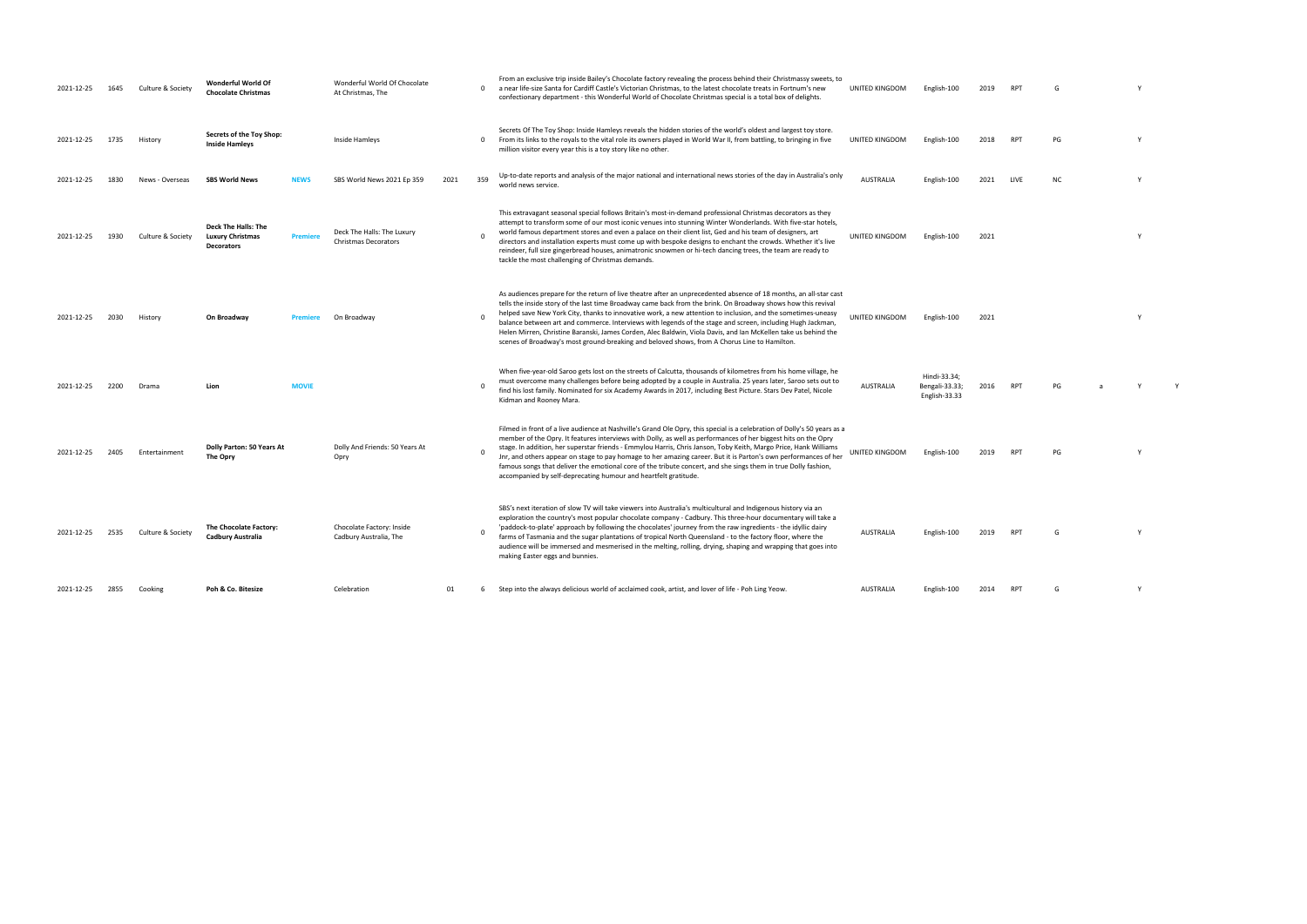| | | | | | | | | | | | | | | | | |
|---|---|---|---|---|---|---|---|---|---|---|---|---|---|---|---|---|
| 2021-12-25 | 1645 | Culture & Society | **Wonderful World Of Chocolate Christmas** | | Wonderful World Of Chocolate At Christmas, The | | 0 | From an exclusive trip inside Bailey's Chocolate factory revealing the process behind their Christmassy sweets, to a near life-size Santa for Cardiff Castle's Victorian Christmas, to the latest chocolate treats in Fortnum's new confectionary department - this Wonderful World of Chocolate Christmas special is a total box of delights. | UNITED KINGDOM | English-100 | 2019 | RPT | G | | Y | |
| 2021-12-25 | 1735 | History | **Secrets of the Toy Shop: Inside Hamleys** | | Inside Hamleys | | 0 | Secrets Of The Toy Shop: Inside Hamleys reveals the hidden stories of the world's oldest and largest toy store. From its links to the royals to the vital role its owners played in World War II, from battling, to bringing in five million visitor every year this is a toy story like no other. | UNITED KINGDOM | English-100 | 2018 | RPT | PG | | Y | |
| 2021-12-25 | 1830 | News - Overseas | **SBS World News** | **NEWS** | SBS World News 2021 Ep 359 | 2021 | 359 | Up-to-date reports and analysis of the major national and international news stories of the day in Australia's only world news service. | AUSTRALIA | English-100 | 2021 | LIVE | NC | | Y | |
| 2021-12-25 | 1930 | Culture & Society | **Deck The Halls: The Luxury Christmas Decorators** | **Premiere** | Deck The Halls: The Luxury Christmas Decorators | | 0 | This extravagant seasonal special follows Britain's most-in-demand professional Christmas decorators as they attempt to transform some of our most iconic venues into stunning Winter Wonderlands. With five-star hotels, world famous department stores and even a palace on their client list, Ged and his team of designers, art directors and installation experts must come up with bespoke designs to enchant the crowds. Whether it's live reindeer, full size gingerbread houses, animatronic snowmen or hi-tech dancing trees, the team are ready to tackle the most challenging of Christmas demands. | UNITED KINGDOM | English-100 | 2021 | | | | Y | |
| 2021-12-25 | 2030 | History | **On Broadway** | **Premiere** | On Broadway | | 0 | As audiences prepare for the return of live theatre after an unprecedented absence of 18 months, an all-star cast tells the inside story of the last time Broadway came back from the brink. On Broadway shows how this revival helped save New York City, thanks to innovative work, a new attention to inclusion, and the sometimes-uneasy balance between art and commerce. Interviews with legends of the stage and screen, including Hugh Jackman, Helen Mirren, Christine Baranski, James Corden, Alec Baldwin, Viola Davis, and Ian McKellen take us behind the scenes of Broadway's most ground-breaking and beloved shows, from A Chorus Line to Hamilton. | UNITED KINGDOM | English-100 | 2021 | | | | Y | |
| 2021-12-25 | 2200 | Drama | **Lion** | **MOVIE** | | | 0 | When five-year-old Saroo gets lost on the streets of Calcutta, thousands of kilometres from his home village, he must overcome many challenges before being adopted by a couple in Australia. 25 years later, Saroo sets out to find his lost family. Nominated for six Academy Awards in 2017, including Best Picture. Stars Dev Patel, Nicole Kidman and Rooney Mara. | AUSTRALIA | Hindi-33.34; Bengali-33.33; English-33.33 | 2016 | RPT | PG | a | Y | Y |
| 2021-12-25 | 2405 | Entertainment | **Dolly Parton: 50 Years At The Opry** | | Dolly And Friends: 50 Years At Opry | | 0 | Filmed in front of a live audience at Nashville's Grand Ole Opry, this special is a celebration of Dolly's 50 years as a member of the Opry. It features interviews with Dolly, as well as performances of her biggest hits on the Opry stage. In addition, her superstar friends - Emmylou Harris, Chris Janson, Toby Keith, Margo Price, Hank Williams Jnr, and others appear on stage to pay homage to her amazing career. But it is Parton's own performances of her famous songs that deliver the emotional core of the tribute concert, and she sings them in true Dolly fashion, accompanied by self-deprecating humour and heartfelt gratitude. | UNITED KINGDOM | English-100 | 2019 | RPT | PG | | Y | |
| 2021-12-25 | 2535 | Culture & Society | **The Chocolate Factory: Cadbury Australia** | | Chocolate Factory: Inside Cadbury Australia, The | | 0 | SBS's next iteration of slow TV will take viewers into Australia's multicultural and Indigenous history via an exploration the country's most popular chocolate company - Cadbury. This three-hour documentary will take a 'paddock-to-plate' approach by following the chocolates' journey from the raw ingredients - the idyllic dairy farms of Tasmania and the sugar plantations of tropical North Queensland - to the factory floor, where the audience will be immersed and mesmerised in the melting, rolling, drying, shaping and wrapping that goes into making Easter eggs and bunnies. | AUSTRALIA | English-100 | 2019 | RPT | G | | Y | |
| 2021-12-25 | 2855 | Cooking | **Poh & Co. Bitesize** | | Celebration | 01 | 6 | Step into the always delicious world of acclaimed cook, artist, and lover of life - Poh Ling Yeow. | AUSTRALIA | English-100 | 2014 | RPT | G | | Y | |